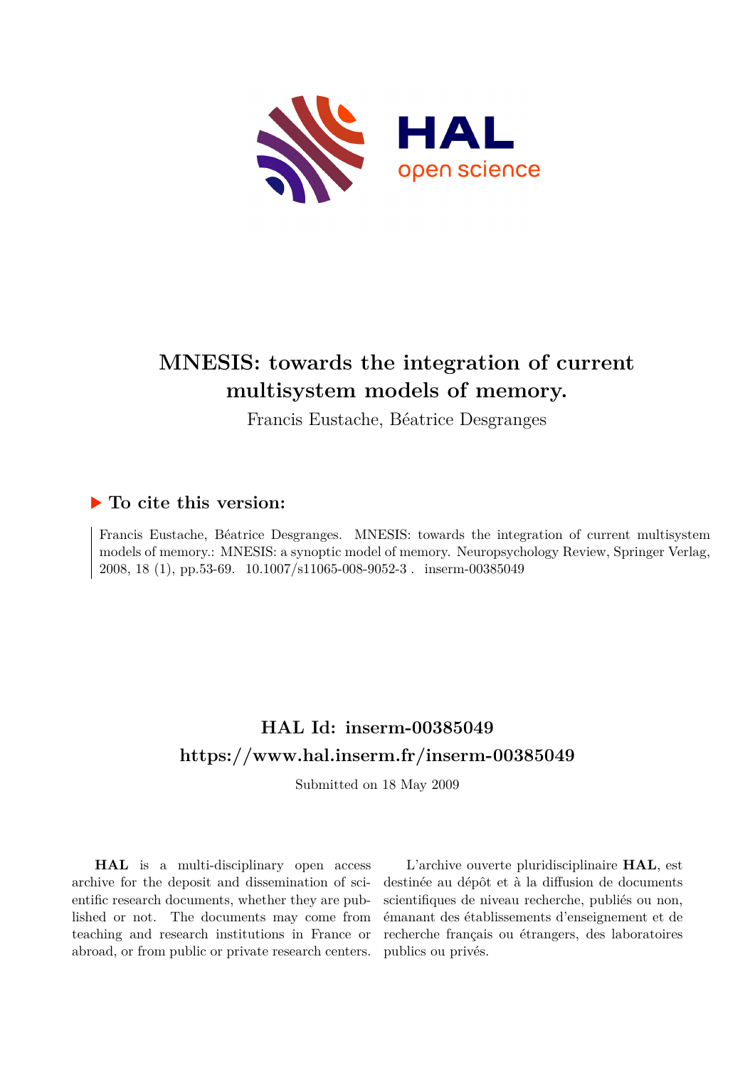# MNESIS: towards the integration of current multisystem models of memory.

Francis Eustache, Béatrice Desgranges

## ▶ To cite this version:

Francis Eustache, Béatrice Desgranges. MNESIS: towards the integration of current multisystem models of memory.: MNESIS: a synoptic model of memory. Neuropsychology Review, Springer Verlag, 2008, 18 (1), pp.53-69. 10.1007/s11065-008-9052-3 . inserm-00385049

## HAL Id: inserm-00385049
## https://www.hal.inserm.fr/inserm-00385049

Submitted on 18 May 2009

**HAL** is a multi-disciplinary open access archive for the deposit and dissemination of scientific research documents, whether they are published or not. The documents may come from teaching and research institutions in France or abroad, or from public or private research centers.

L'archive ouverte pluridisciplinaire **HAL**, est destinée au dépôt et à la diffusion de documents scientifiques de niveau recherche, publiés ou non, émanant des établissements d'enseignement et de recherche français ou étrangers, des laboratoires publics ou privés.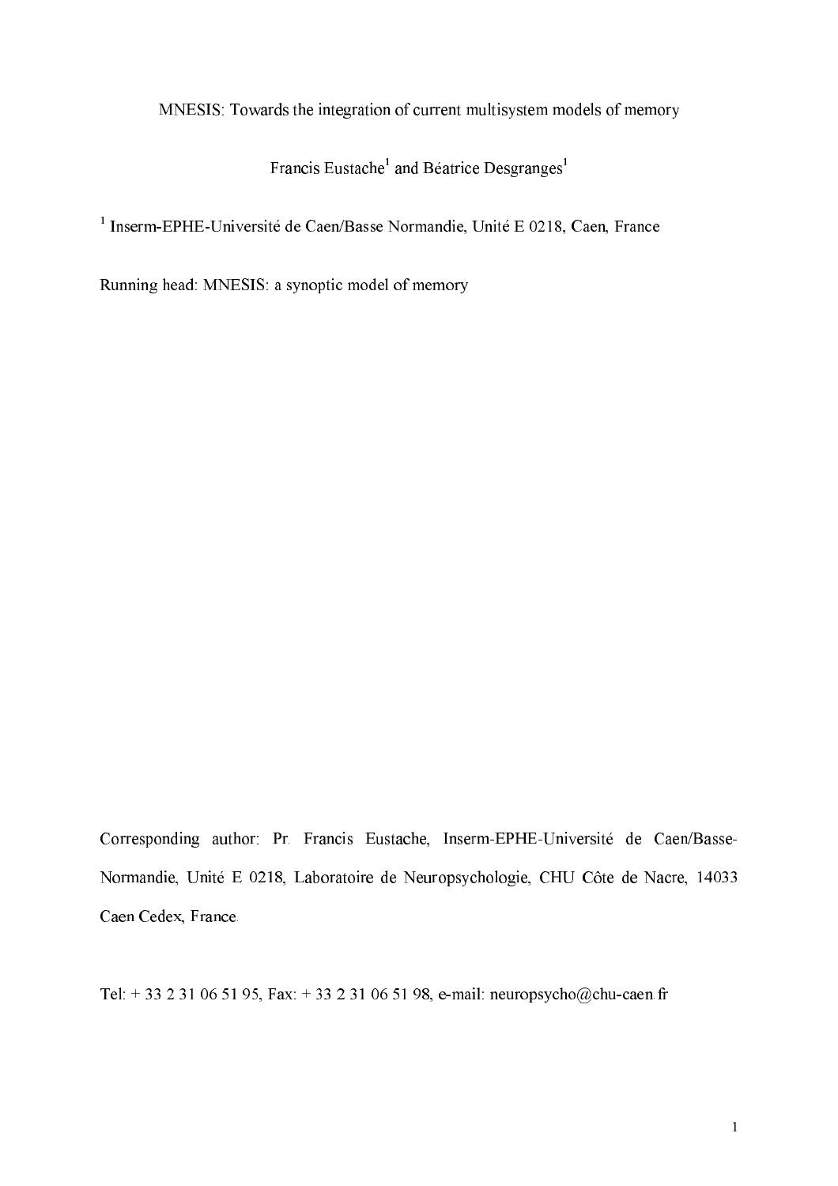# MNESIS: Towards the integration of current multisystem models of memory

Francis Eustache[1] and Béatrice Desgranges[1]

[1] Inserm-EPHE-Université de Caen/Basse Normandie, Unité E 0218, Caen, France

Running head: MNESIS: a synoptic model of memory

Corresponding author: Pr. Francis Eustache, Inserm-EPHE-Université de Caen/Basse-Normandie, Unité E 0218, Laboratoire de Neuropsychologie, CHU Côte de Nacre, 14033 Caen Cedex, France.

Tel: + 33 2 31 06 51 95, Fax: + 33 2 31 06 51 98, e-mail: neuropsycho@chu-caen.fr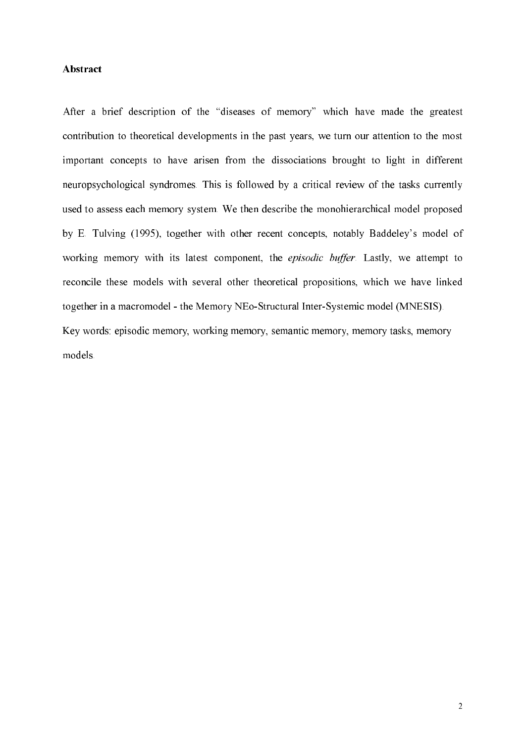**Abstract**

After a brief description of the "diseases of memory" which have made the greatest contribution to theoretical developments in the past years, we turn our attention to the most important concepts to have arisen from the dissociations brought to light in different neuropsychological syndromes. This is followed by a critical review of the tasks currently used to assess each memory system. We then describe the monohierarchical model proposed by E. Tulving (1995), together with other recent concepts, notably Baddeley's model of working memory with its latest component, the *episodic buffer*. Lastly, we attempt to reconcile these models with several other theoretical propositions, which we have linked together in a macromodel - the Memory NEo-Structural Inter-Systemic model (MNESIS).

Key words: episodic memory, working memory, semantic memory, memory tasks, memory models.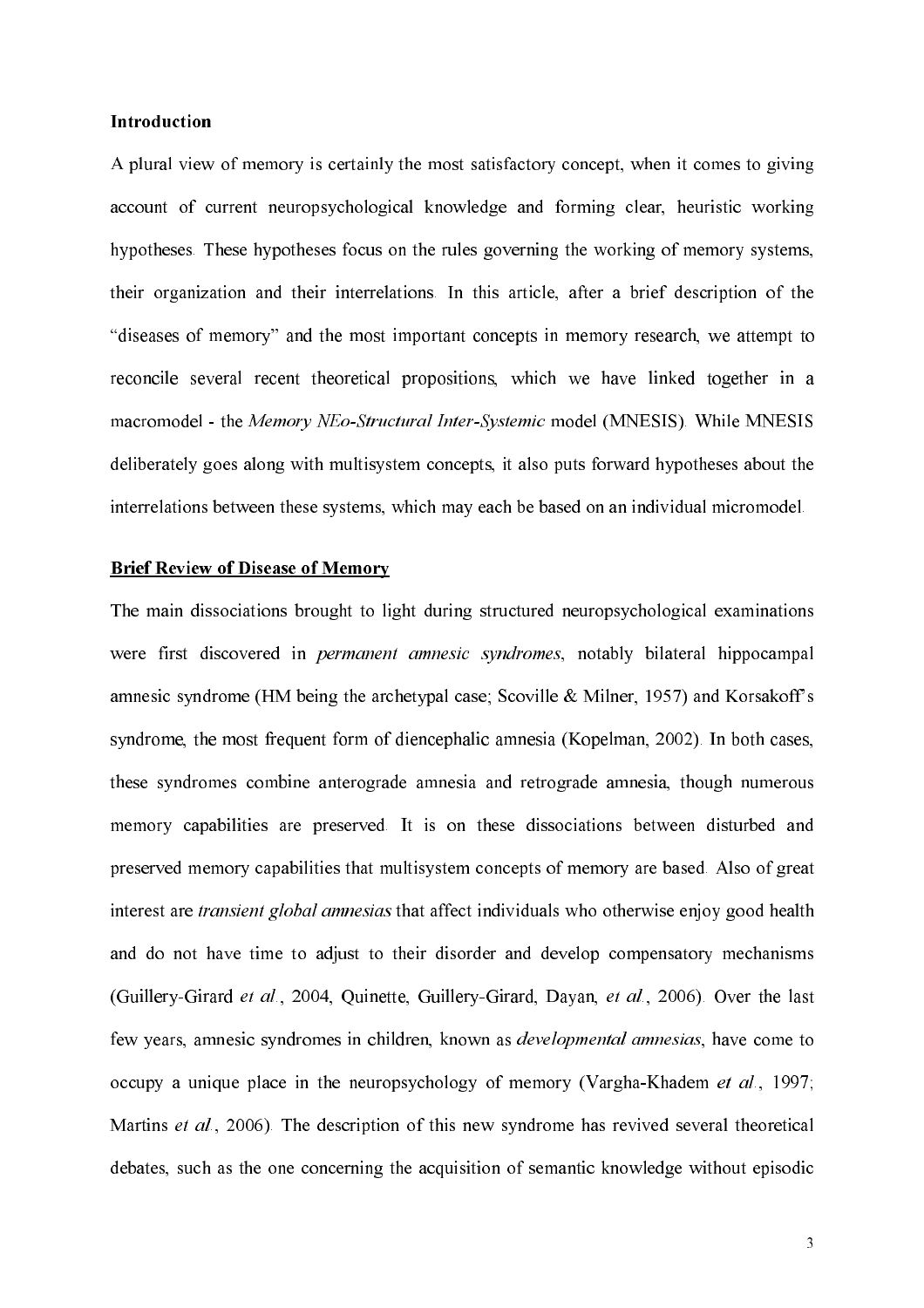## Introduction

A plural view of memory is certainly the most satisfactory concept, when it comes to giving account of current neuropsychological knowledge and forming clear, heuristic working hypotheses. These hypotheses focus on the rules governing the working of memory systems, their organization and their interrelations. In this article, after a brief description of the "diseases of memory" and the most important concepts in memory research, we attempt to reconcile several recent theoretical propositions, which we have linked together in a macromodel - the *Memory NEo-Structural Inter-Systemic* model (MNESIS). While MNESIS deliberately goes along with multisystem concepts, it also puts forward hypotheses about the interrelations between these systems, which may each be based on an individual micromodel.

## Brief Review of Disease of Memory

The main dissociations brought to light during structured neuropsychological examinations were first discovered in *permanent amnesic syndromes*, notably bilateral hippocampal amnesic syndrome (HM being the archetypal case; Scoville & Milner, 1957) and Korsakoff's syndrome, the most frequent form of diencephalic amnesia (Kopelman, 2002). In both cases, these syndromes combine anterograde amnesia and retrograde amnesia, though numerous memory capabilities are preserved. It is on these dissociations between disturbed and preserved memory capabilities that multisystem concepts of memory are based. Also of great interest are *transient global amnesias* that affect individuals who otherwise enjoy good health and do not have time to adjust to their disorder and develop compensatory mechanisms (Guillery-Girard *et al.*, 2004, Quinette, Guillery-Girard, Dayan, *et al.*, 2006). Over the last few years, amnesic syndromes in children, known as *developmental amnesias*, have come to occupy a unique place in the neuropsychology of memory (Vargha-Khadem *et al.*, 1997; Martins *et al.*, 2006). The description of this new syndrome has revived several theoretical debates, such as the one concerning the acquisition of semantic knowledge without episodic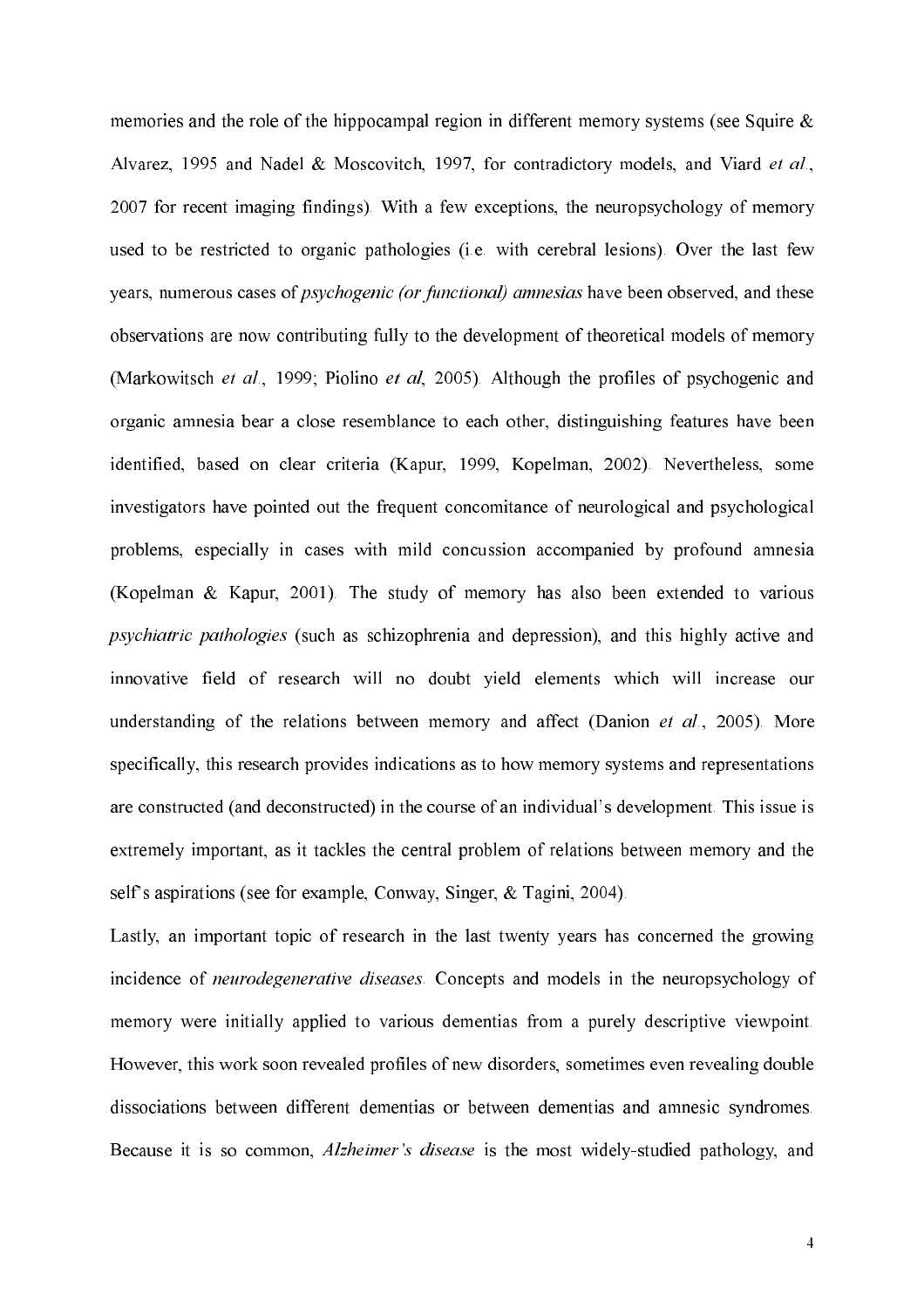memories and the role of the hippocampal region in different memory systems (see Squire & Alvarez, 1995 and Nadel & Moscovitch, 1997, for contradictory models, and Viard *et al.*, 2007 for recent imaging findings). With a few exceptions, the neuropsychology of memory used to be restricted to organic pathologies (i.e. with cerebral lesions). Over the last few years, numerous cases of *psychogenic (or functional) amnesias* have been observed, and these observations are now contributing fully to the development of theoretical models of memory (Markowitsch *et al.*, 1999; Piolino *et al*, 2005). Although the profiles of psychogenic and organic amnesia bear a close resemblance to each other, distinguishing features have been identified, based on clear criteria (Kapur, 1999, Kopelman, 2002). Nevertheless, some investigators have pointed out the frequent concomitance of neurological and psychological problems, especially in cases with mild concussion accompanied by profound amnesia (Kopelman & Kapur, 2001). The study of memory has also been extended to various *psychiatric pathologies* (such as schizophrenia and depression), and this highly active and innovative field of research will no doubt yield elements which will increase our understanding of the relations between memory and affect (Danion *et al.*, 2005). More specifically, this research provides indications as to how memory systems and representations are constructed (and deconstructed) in the course of an individual's development. This issue is extremely important, as it tackles the central problem of relations between memory and the self's aspirations (see for example, Conway, Singer, & Tagini, 2004).

Lastly, an important topic of research in the last twenty years has concerned the growing incidence of *neurodegenerative diseases*. Concepts and models in the neuropsychology of memory were initially applied to various dementias from a purely descriptive viewpoint. However, this work soon revealed profiles of new disorders, sometimes even revealing double dissociations between different dementias or between dementias and amnesic syndromes. Because it is so common, *Alzheimer's disease* is the most widely-studied pathology, and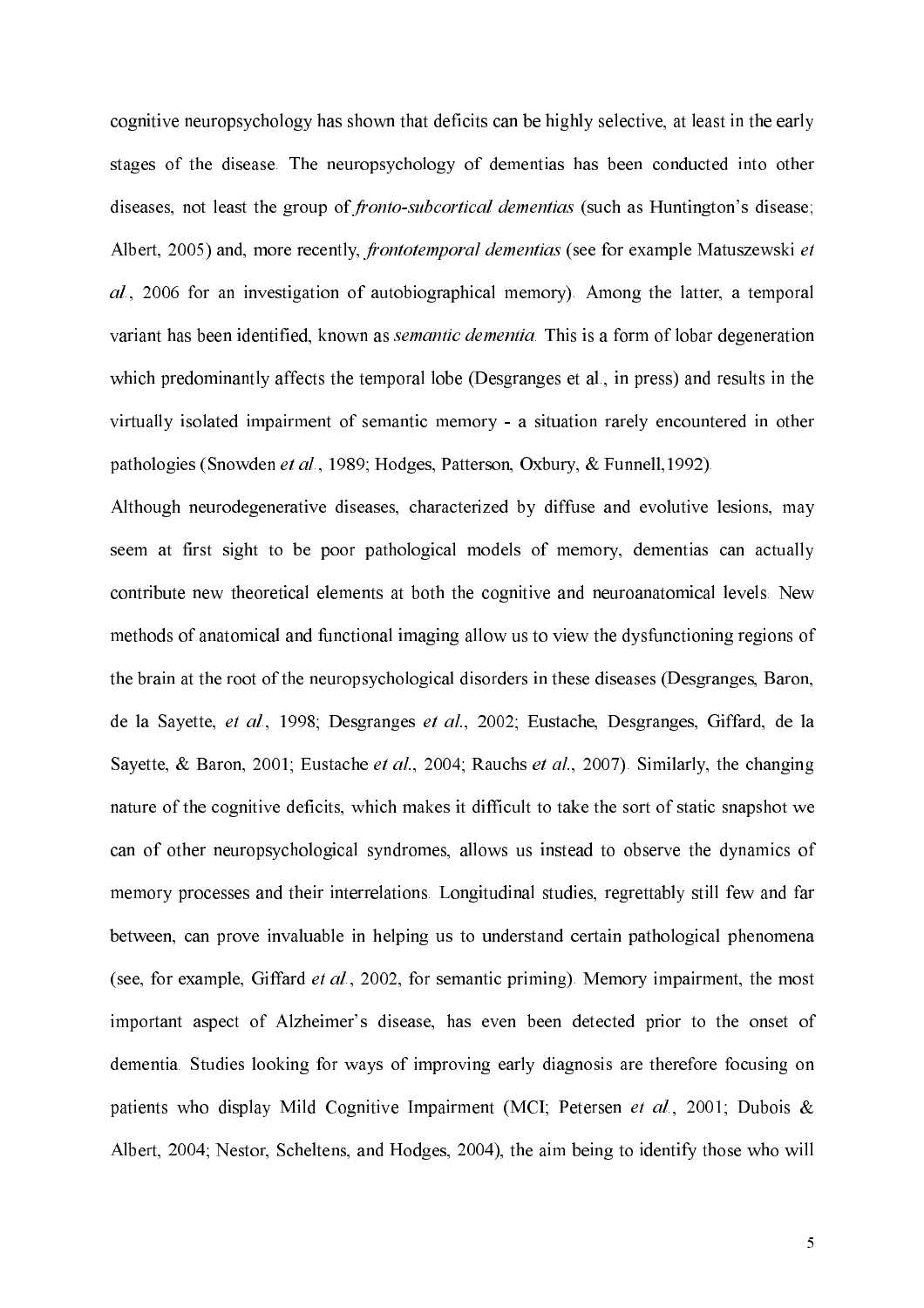cognitive neuropsychology has shown that deficits can be highly selective, at least in the early stages of the disease. The neuropsychology of dementias has been conducted into other diseases, not least the group of *fronto-subcortical dementias* (such as Huntington's disease; Albert, 2005) and, more recently, *frontotemporal dementias* (see for example Matuszewski *et al.*, 2006 for an investigation of autobiographical memory). Among the latter, a temporal variant has been identified, known as *semantic dementia*. This is a form of lobar degeneration which predominantly affects the temporal lobe (Desgranges et al., in press) and results in the virtually isolated impairment of semantic memory - a situation rarely encountered in other pathologies (Snowden *et al.*, 1989; Hodges, Patterson, Oxbury, & Funnell,1992).

Although neurodegenerative diseases, characterized by diffuse and evolutive lesions, may seem at first sight to be poor pathological models of memory, dementias can actually contribute new theoretical elements at both the cognitive and neuroanatomical levels. New methods of anatomical and functional imaging allow us to view the dysfunctioning regions of the brain at the root of the neuropsychological disorders in these diseases (Desgranges, Baron, de la Sayette, *et al.*, 1998; Desgranges *et al.*, 2002; Eustache, Desgranges, Giffard, de la Sayette, & Baron, 2001; Eustache *et al.*, 2004; Rauchs *et al.*, 2007). Similarly, the changing nature of the cognitive deficits, which makes it difficult to take the sort of static snapshot we can of other neuropsychological syndromes, allows us instead to observe the dynamics of memory processes and their interrelations. Longitudinal studies, regrettably still few and far between, can prove invaluable in helping us to understand certain pathological phenomena (see, for example, Giffard *et al.*, 2002, for semantic priming). Memory impairment, the most important aspect of Alzheimer's disease, has even been detected prior to the onset of dementia. Studies looking for ways of improving early diagnosis are therefore focusing on patients who display Mild Cognitive Impairment (MCI; Petersen *et al.*, 2001; Dubois & Albert, 2004; Nestor, Scheltens, and Hodges, 2004), the aim being to identify those who will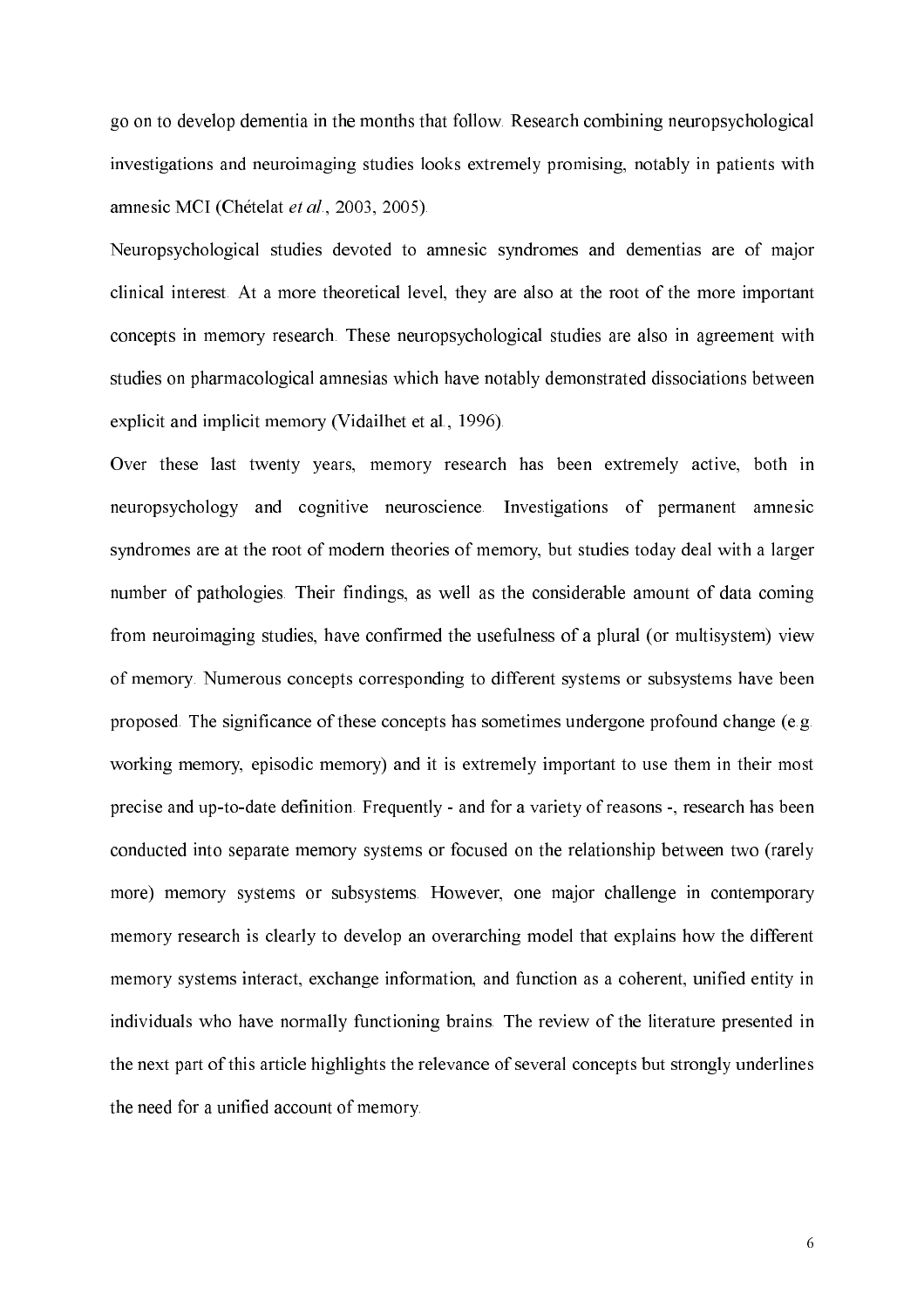go on to develop dementia in the months that follow. Research combining neuropsychological investigations and neuroimaging studies looks extremely promising, notably in patients with amnesic MCI (Chételat *et al.*, 2003, 2005).

Neuropsychological studies devoted to amnesic syndromes and dementias are of major clinical interest. At a more theoretical level, they are also at the root of the more important concepts in memory research. These neuropsychological studies are also in agreement with studies on pharmacological amnesias which have notably demonstrated dissociations between explicit and implicit memory (Vidailhet et al., 1996).

Over these last twenty years, memory research has been extremely active, both in neuropsychology and cognitive neuroscience. Investigations of permanent amnesic syndromes are at the root of modern theories of memory, but studies today deal with a larger number of pathologies. Their findings, as well as the considerable amount of data coming from neuroimaging studies, have confirmed the usefulness of a plural (or multisystem) view of memory. Numerous concepts corresponding to different systems or subsystems have been proposed. The significance of these concepts has sometimes undergone profound change (e.g. working memory, episodic memory) and it is extremely important to use them in their most precise and up-to-date definition. Frequently - and for a variety of reasons -, research has been conducted into separate memory systems or focused on the relationship between two (rarely more) memory systems or subsystems. However, one major challenge in contemporary memory research is clearly to develop an overarching model that explains how the different memory systems interact, exchange information, and function as a coherent, unified entity in individuals who have normally functioning brains. The review of the literature presented in the next part of this article highlights the relevance of several concepts but strongly underlines the need for a unified account of memory.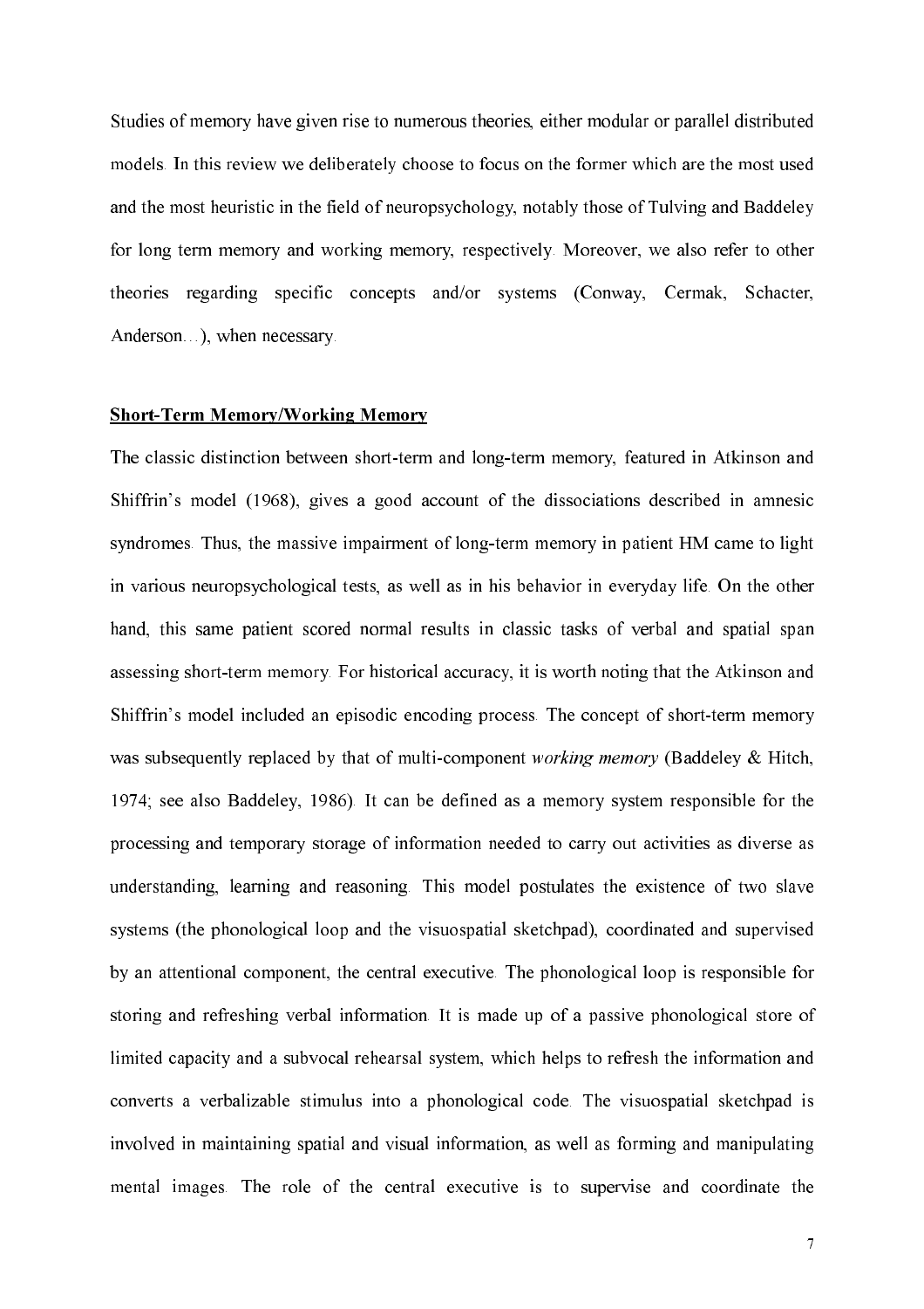Studies of memory have given rise to numerous theories, either modular or parallel distributed models. In this review we deliberately choose to focus on the former which are the most used and the most heuristic in the field of neuropsychology, notably those of Tulving and Baddeley for long term memory and working memory, respectively. Moreover, we also refer to other theories regarding specific concepts and/or systems (Conway, Cermak, Schacter, Anderson…), when necessary.

## **Short-Term Memory/Working Memory**

The classic distinction between short-term and long-term memory, featured in Atkinson and Shiffrin's model (1968), gives a good account of the dissociations described in amnesic syndromes. Thus, the massive impairment of long-term memory in patient HM came to light in various neuropsychological tests, as well as in his behavior in everyday life. On the other hand, this same patient scored normal results in classic tasks of verbal and spatial span assessing short-term memory. For historical accuracy, it is worth noting that the Atkinson and Shiffrin's model included an episodic encoding process. The concept of short-term memory was subsequently replaced by that of multi-component *working memory* (Baddeley & Hitch, 1974; see also Baddeley, 1986). It can be defined as a memory system responsible for the processing and temporary storage of information needed to carry out activities as diverse as understanding, learning and reasoning. This model postulates the existence of two slave systems (the phonological loop and the visuospatial sketchpad), coordinated and supervised by an attentional component, the central executive. The phonological loop is responsible for storing and refreshing verbal information. It is made up of a passive phonological store of limited capacity and a subvocal rehearsal system, which helps to refresh the information and converts a verbalizable stimulus into a phonological code. The visuospatial sketchpad is involved in maintaining spatial and visual information, as well as forming and manipulating mental images. The role of the central executive is to supervise and coordinate the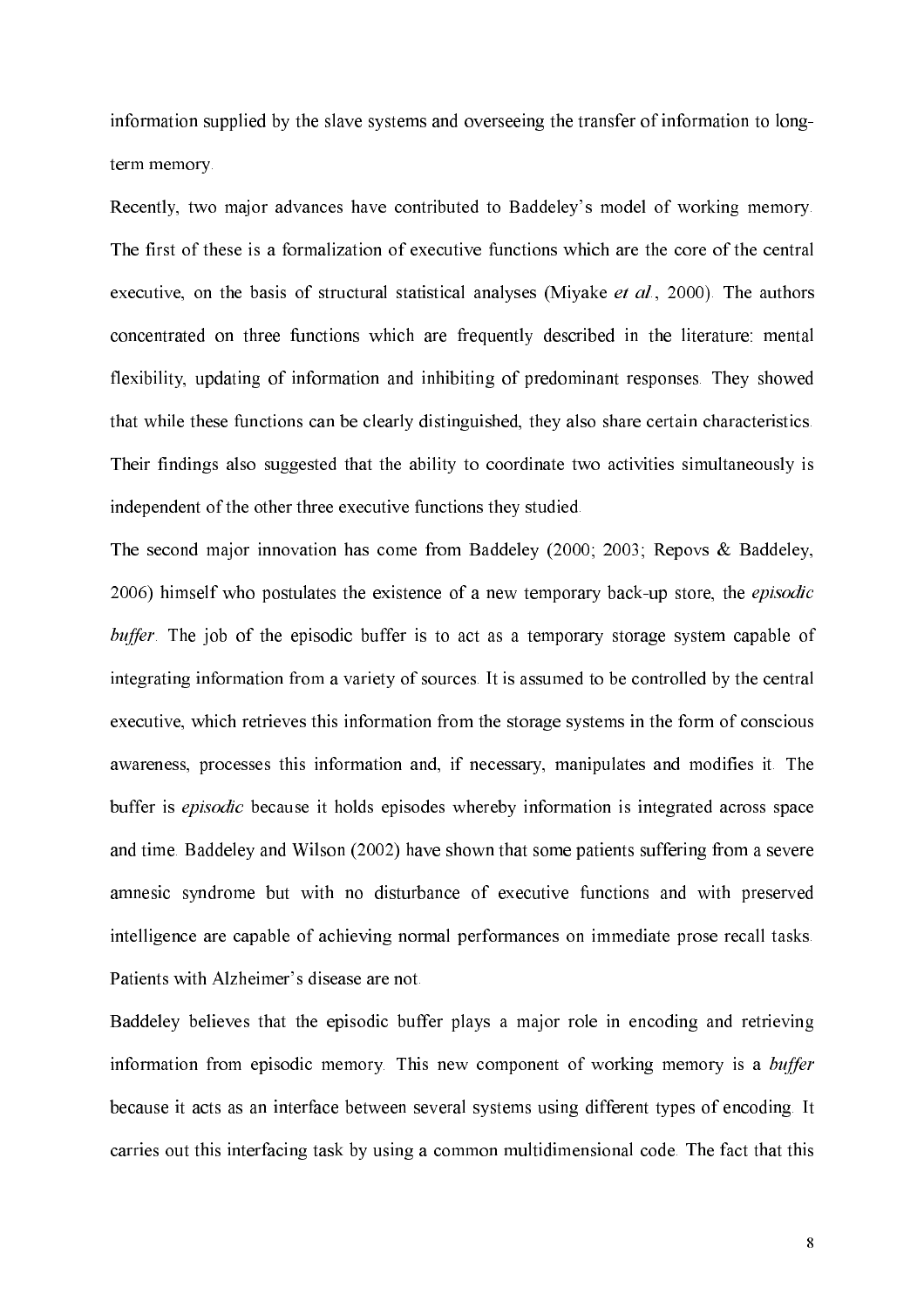information supplied by the slave systems and overseeing the transfer of information to long-term memory.

Recently, two major advances have contributed to Baddeley's model of working memory. The first of these is a formalization of executive functions which are the core of the central executive, on the basis of structural statistical analyses (Miyake *et al.*, 2000). The authors concentrated on three functions which are frequently described in the literature: mental flexibility, updating of information and inhibiting of predominant responses. They showed that while these functions can be clearly distinguished, they also share certain characteristics. Their findings also suggested that the ability to coordinate two activities simultaneously is independent of the other three executive functions they studied.

The second major innovation has come from Baddeley (2000; 2003; Repovs & Baddeley, 2006) himself who postulates the existence of a new temporary back-up store, the *episodic buffer*. The job of the episodic buffer is to act as a temporary storage system capable of integrating information from a variety of sources. It is assumed to be controlled by the central executive, which retrieves this information from the storage systems in the form of conscious awareness, processes this information and, if necessary, manipulates and modifies it. The buffer is *episodic* because it holds episodes whereby information is integrated across space and time. Baddeley and Wilson (2002) have shown that some patients suffering from a severe amnesic syndrome but with no disturbance of executive functions and with preserved intelligence are capable of achieving normal performances on immediate prose recall tasks. Patients with Alzheimer's disease are not.

Baddeley believes that the episodic buffer plays a major role in encoding and retrieving information from episodic memory. This new component of working memory is a *buffer* because it acts as an interface between several systems using different types of encoding. It carries out this interfacing task by using a common multidimensional code. The fact that this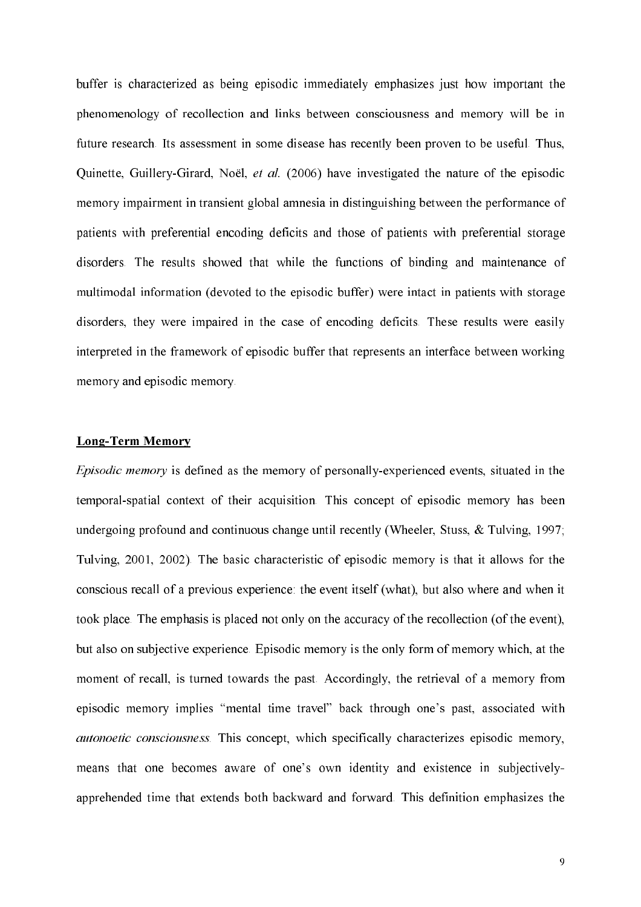buffer is characterized as being episodic immediately emphasizes just how important the phenomenology of recollection and links between consciousness and memory will be in future research. Its assessment in some disease has recently been proven to be useful. Thus, Quinette, Guillery-Girard, Noël, *et al.* (2006) have investigated the nature of the episodic memory impairment in transient global amnesia in distinguishing between the performance of patients with preferential encoding deficits and those of patients with preferential storage disorders. The results showed that while the functions of binding and maintenance of multimodal information (devoted to the episodic buffer) were intact in patients with storage disorders, they were impaired in the case of encoding deficits. These results were easily interpreted in the framework of episodic buffer that represents an interface between working memory and episodic memory.

## Long-Term Memory

*Episodic memory* is defined as the memory of personally-experienced events, situated in the temporal-spatial context of their acquisition. This concept of episodic memory has been undergoing profound and continuous change until recently (Wheeler, Stuss, & Tulving, 1997; Tulving, 2001, 2002). The basic characteristic of episodic memory is that it allows for the conscious recall of a previous experience: the event itself (what), but also where and when it took place. The emphasis is placed not only on the accuracy of the recollection (of the event), but also on subjective experience. Episodic memory is the only form of memory which, at the moment of recall, is turned towards the past. Accordingly, the retrieval of a memory from episodic memory implies "mental time travel" back through one's past, associated with *autonoetic consciousness*. This concept, which specifically characterizes episodic memory, means that one becomes aware of one's own identity and existence in subjectively-apprehended time that extends both backward and forward. This definition emphasizes the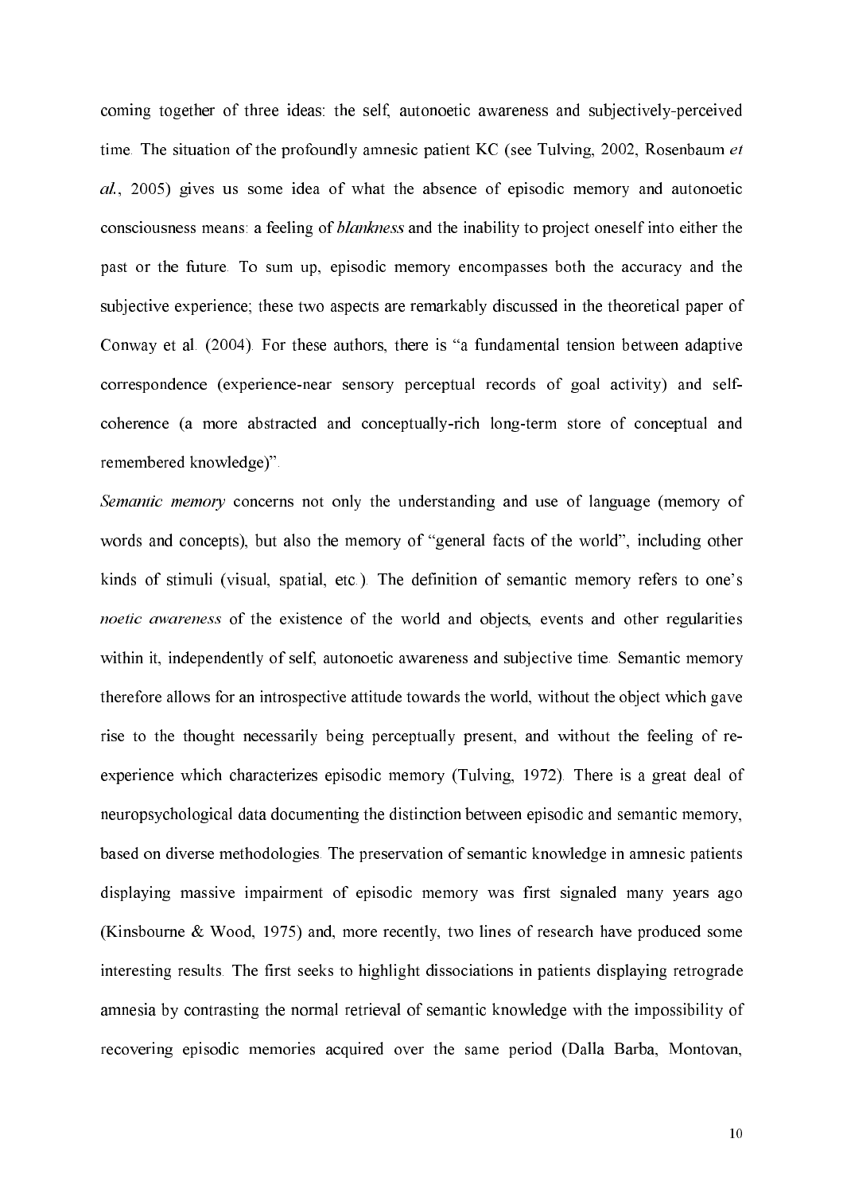coming together of three ideas: the self, autonoetic awareness and subjectively-perceived time. The situation of the profoundly amnesic patient KC (see Tulving, 2002, Rosenbaum *et al.*, 2005) gives us some idea of what the absence of episodic memory and autonoetic consciousness means: a feeling of *blankness* and the inability to project oneself into either the past or the future. To sum up, episodic memory encompasses both the accuracy and the subjective experience; these two aspects are remarkably discussed in the theoretical paper of Conway et al. (2004). For these authors, there is "a fundamental tension between adaptive correspondence (experience-near sensory perceptual records of goal activity) and self-coherence (a more abstracted and conceptually-rich long-term store of conceptual and remembered knowledge)".

*Semantic memory* concerns not only the understanding and use of language (memory of words and concepts), but also the memory of "general facts of the world", including other kinds of stimuli (visual, spatial, etc.). The definition of semantic memory refers to one's *noetic awareness* of the existence of the world and objects, events and other regularities within it, independently of self, autonoetic awareness and subjective time. Semantic memory therefore allows for an introspective attitude towards the world, without the object which gave rise to the thought necessarily being perceptually present, and without the feeling of re-experience which characterizes episodic memory (Tulving, 1972). There is a great deal of neuropsychological data documenting the distinction between episodic and semantic memory, based on diverse methodologies. The preservation of semantic knowledge in amnesic patients displaying massive impairment of episodic memory was first signaled many years ago (Kinsbourne & Wood, 1975) and, more recently, two lines of research have produced some interesting results. The first seeks to highlight dissociations in patients displaying retrograde amnesia by contrasting the normal retrieval of semantic knowledge with the impossibility of recovering episodic memories acquired over the same period (Dalla Barba, Montovan,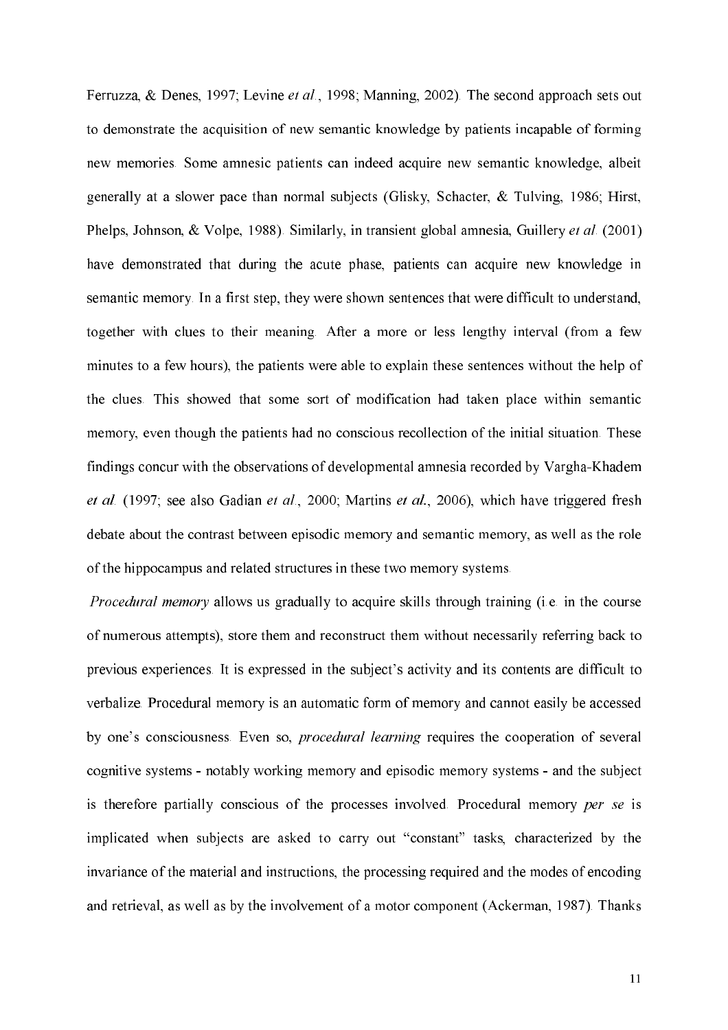Ferruzza, & Denes, 1997; Levine *et al.*, 1998; Manning, 2002). The second approach sets out to demonstrate the acquisition of new semantic knowledge by patients incapable of forming new memories. Some amnesic patients can indeed acquire new semantic knowledge, albeit generally at a slower pace than normal subjects (Glisky, Schacter, & Tulving, 1986; Hirst, Phelps, Johnson, & Volpe, 1988). Similarly, in transient global amnesia, Guillery *et al.* (2001) have demonstrated that during the acute phase, patients can acquire new knowledge in semantic memory. In a first step, they were shown sentences that were difficult to understand, together with clues to their meaning. After a more or less lengthy interval (from a few minutes to a few hours), the patients were able to explain these sentences without the help of the clues. This showed that some sort of modification had taken place within semantic memory, even though the patients had no conscious recollection of the initial situation. These findings concur with the observations of developmental amnesia recorded by Vargha-Khadem *et al.* (1997; see also Gadian *et al.*, 2000; Martins *et al.*, 2006), which have triggered fresh debate about the contrast between episodic memory and semantic memory, as well as the role of the hippocampus and related structures in these two memory systems.

*Procedural memory* allows us gradually to acquire skills through training (i.e. in the course of numerous attempts), store them and reconstruct them without necessarily referring back to previous experiences. It is expressed in the subject's activity and its contents are difficult to verbalize. Procedural memory is an automatic form of memory and cannot easily be accessed by one's consciousness. Even so, *procedural learning* requires the cooperation of several cognitive systems - notably working memory and episodic memory systems - and the subject is therefore partially conscious of the processes involved. Procedural memory *per se* is implicated when subjects are asked to carry out "constant" tasks, characterized by the invariance of the material and instructions, the processing required and the modes of encoding and retrieval, as well as by the involvement of a motor component (Ackerman, 1987). Thanks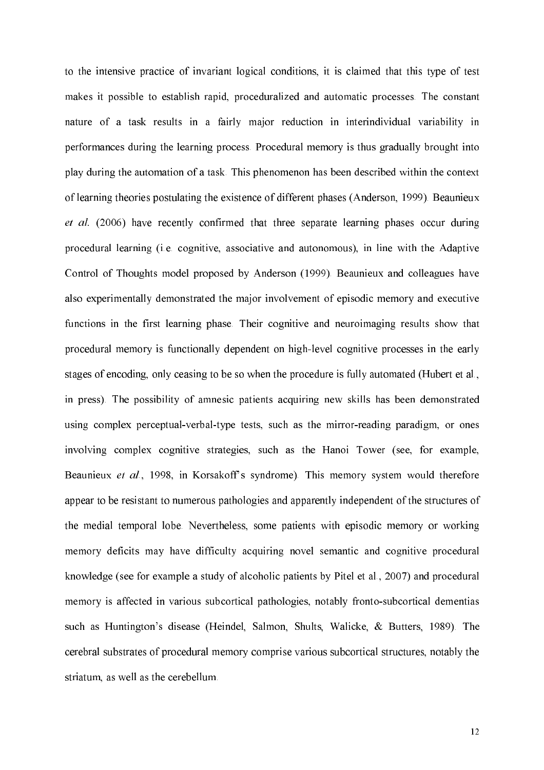to the intensive practice of invariant logical conditions, it is claimed that this type of test makes it possible to establish rapid, proceduralized and automatic processes. The constant nature of a task results in a fairly major reduction in interindividual variability in performances during the learning process. Procedural memory is thus gradually brought into play during the automation of a task. This phenomenon has been described within the context of learning theories postulating the existence of different phases (Anderson, 1999). Beaunieux *et al.* (2006) have recently confirmed that three separate learning phases occur during procedural learning (i.e. cognitive, associative and autonomous), in line with the Adaptive Control of Thoughts model proposed by Anderson (1999). Beaunieux and colleagues have also experimentally demonstrated the major involvement of episodic memory and executive functions in the first learning phase. Their cognitive and neuroimaging results show that procedural memory is functionally dependent on high-level cognitive processes in the early stages of encoding, only ceasing to be so when the procedure is fully automated (Hubert et al., in press). The possibility of amnesic patients acquiring new skills has been demonstrated using complex perceptual-verbal-type tests, such as the mirror-reading paradigm, or ones involving complex cognitive strategies, such as the Hanoi Tower (see, for example, Beaunieux *et al.*, 1998, in Korsakoff's syndrome). This memory system would therefore appear to be resistant to numerous pathologies and apparently independent of the structures of the medial temporal lobe. Nevertheless, some patients with episodic memory or working memory deficits may have difficulty acquiring novel semantic and cognitive procedural knowledge (see for example a study of alcoholic patients by Pitel et al., 2007) and procedural memory is affected in various subcortical pathologies, notably fronto-subcortical dementias such as Huntington's disease (Heindel, Salmon, Shults, Walicke, & Butters, 1989). The cerebral substrates of procedural memory comprise various subcortical structures, notably the striatum, as well as the cerebellum.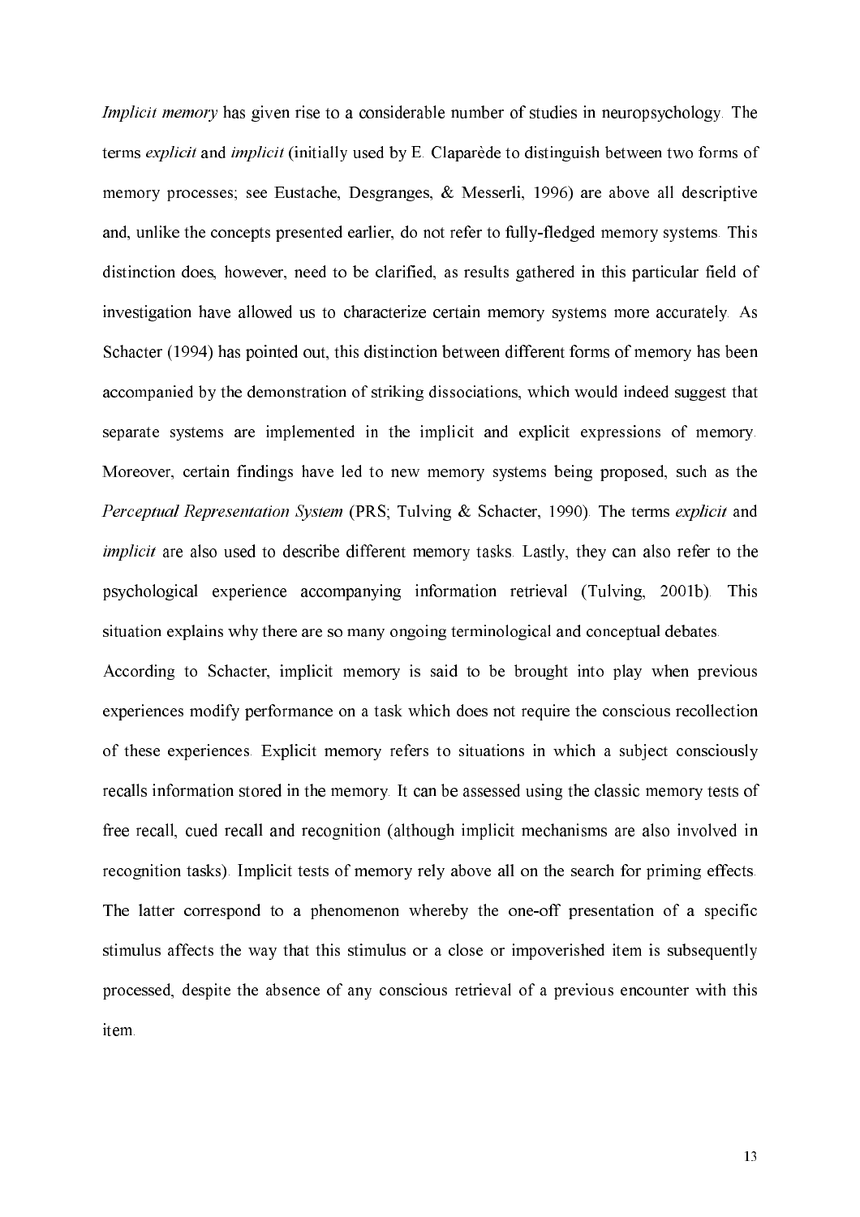*Implicit memory* has given rise to a considerable number of studies in neuropsychology. The terms *explicit* and *implicit* (initially used by E. Claparède to distinguish between two forms of memory processes; see Eustache, Desgranges, & Messerli, 1996) are above all descriptive and, unlike the concepts presented earlier, do not refer to fully-fledged memory systems. This distinction does, however, need to be clarified, as results gathered in this particular field of investigation have allowed us to characterize certain memory systems more accurately. As Schacter (1994) has pointed out, this distinction between different forms of memory has been accompanied by the demonstration of striking dissociations, which would indeed suggest that separate systems are implemented in the implicit and explicit expressions of memory. Moreover, certain findings have led to new memory systems being proposed, such as the *Perceptual Representation System* (PRS; Tulving & Schacter, 1990). The terms *explicit* and *implicit* are also used to describe different memory tasks. Lastly, they can also refer to the psychological experience accompanying information retrieval (Tulving, 2001b). This situation explains why there are so many ongoing terminological and conceptual debates.

According to Schacter, implicit memory is said to be brought into play when previous experiences modify performance on a task which does not require the conscious recollection of these experiences. Explicit memory refers to situations in which a subject consciously recalls information stored in the memory. It can be assessed using the classic memory tests of free recall, cued recall and recognition (although implicit mechanisms are also involved in recognition tasks). Implicit tests of memory rely above all on the search for priming effects. The latter correspond to a phenomenon whereby the one-off presentation of a specific stimulus affects the way that this stimulus or a close or impoverished item is subsequently processed, despite the absence of any conscious retrieval of a previous encounter with this item.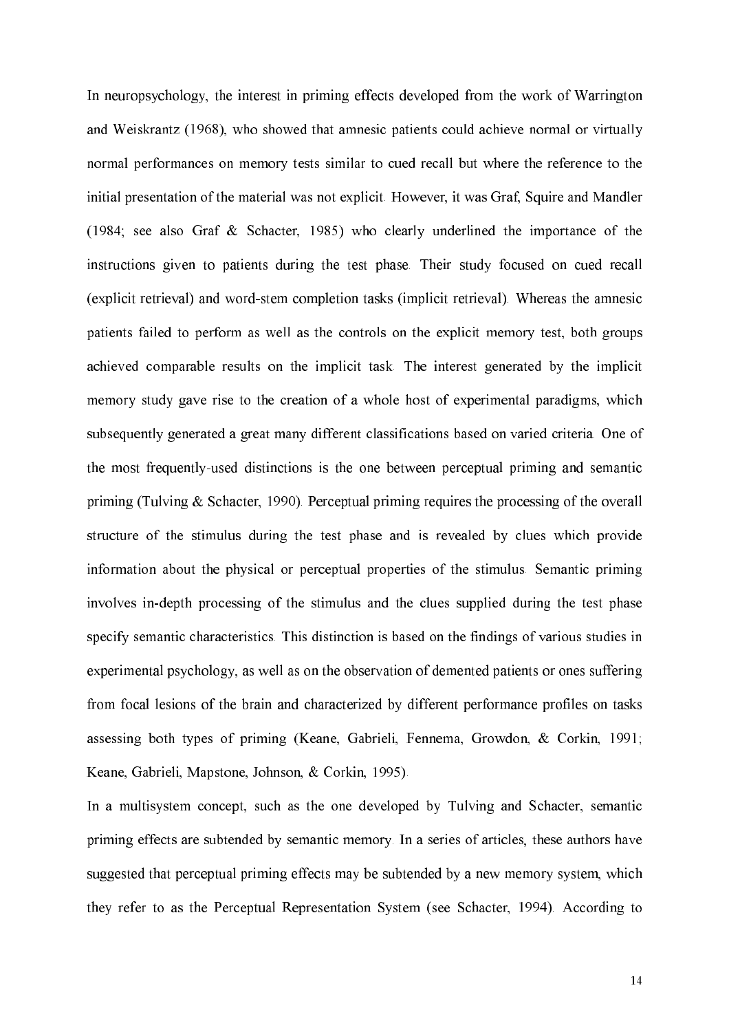In neuropsychology, the interest in priming effects developed from the work of Warrington and Weiskrantz (1968), who showed that amnesic patients could achieve normal or virtually normal performances on memory tests similar to cued recall but where the reference to the initial presentation of the material was not explicit. However, it was Graf, Squire and Mandler (1984; see also Graf & Schacter, 1985) who clearly underlined the importance of the instructions given to patients during the test phase. Their study focused on cued recall (explicit retrieval) and word-stem completion tasks (implicit retrieval). Whereas the amnesic patients failed to perform as well as the controls on the explicit memory test, both groups achieved comparable results on the implicit task. The interest generated by the implicit memory study gave rise to the creation of a whole host of experimental paradigms, which subsequently generated a great many different classifications based on varied criteria. One of the most frequently-used distinctions is the one between perceptual priming and semantic priming (Tulving & Schacter, 1990). Perceptual priming requires the processing of the overall structure of the stimulus during the test phase and is revealed by clues which provide information about the physical or perceptual properties of the stimulus. Semantic priming involves in-depth processing of the stimulus and the clues supplied during the test phase specify semantic characteristics. This distinction is based on the findings of various studies in experimental psychology, as well as on the observation of demented patients or ones suffering from focal lesions of the brain and characterized by different performance profiles on tasks assessing both types of priming (Keane, Gabrieli, Fennema, Growdon, & Corkin, 1991; Keane, Gabrieli, Mapstone, Johnson, & Corkin, 1995).

In a multisystem concept, such as the one developed by Tulving and Schacter, semantic priming effects are subtended by semantic memory. In a series of articles, these authors have suggested that perceptual priming effects may be subtended by a new memory system, which they refer to as the Perceptual Representation System (see Schacter, 1994). According to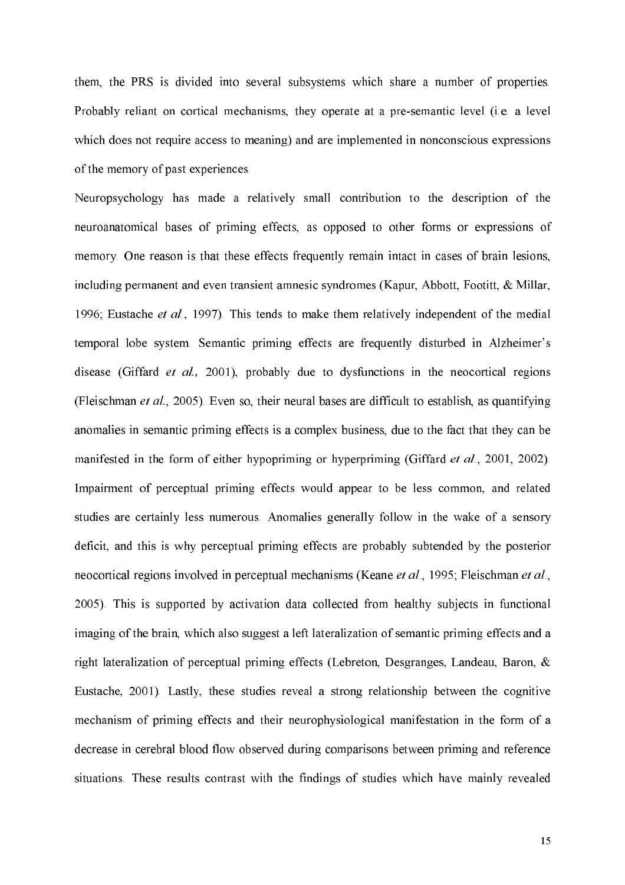them, the PRS is divided into several subsystems which share a number of properties. Probably reliant on cortical mechanisms, they operate at a pre-semantic level (i.e. a level which does not require access to meaning) and are implemented in nonconscious expressions of the memory of past experiences.

Neuropsychology has made a relatively small contribution to the description of the neuroanatomical bases of priming effects, as opposed to other forms or expressions of memory. One reason is that these effects frequently remain intact in cases of brain lesions, including permanent and even transient amnesic syndromes (Kapur, Abbott, Footitt, & Millar, 1996; Eustache *et al.*, 1997). This tends to make them relatively independent of the medial temporal lobe system. Semantic priming effects are frequently disturbed in Alzheimer's disease (Giffard *et al.,* 2001), probably due to dysfunctions in the neocortical regions (Fleischman *et al.*, 2005). Even so, their neural bases are difficult to establish, as quantifying anomalies in semantic priming effects is a complex business, due to the fact that they can be manifested in the form of either hypopriming or hyperpriming (Giffard *et al.*, 2001, 2002). Impairment of perceptual priming effects would appear to be less common, and related studies are certainly less numerous. Anomalies generally follow in the wake of a sensory deficit, and this is why perceptual priming effects are probably subtended by the posterior neocortical regions involved in perceptual mechanisms (Keane *et al.*, 1995; Fleischman *et al.*, 2005). This is supported by activation data collected from healthy subjects in functional imaging of the brain, which also suggest a left lateralization of semantic priming effects and a right lateralization of perceptual priming effects (Lebreton, Desgranges, Landeau, Baron, & Eustache, 2001). Lastly, these studies reveal a strong relationship between the cognitive mechanism of priming effects and their neurophysiological manifestation in the form of a decrease in cerebral blood flow observed during comparisons between priming and reference situations. These results contrast with the findings of studies which have mainly revealed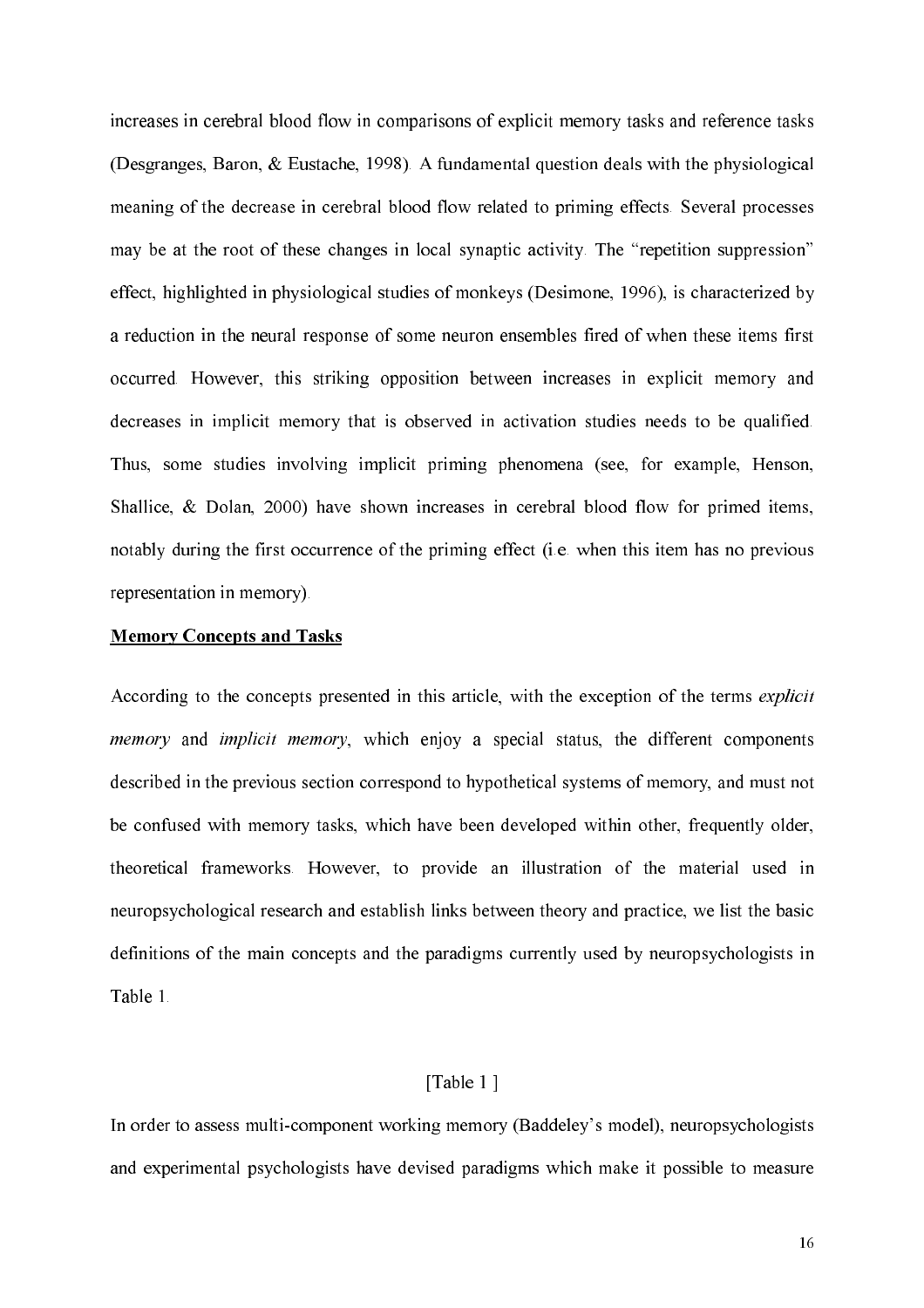increases in cerebral blood flow in comparisons of explicit memory tasks and reference tasks (Desgranges, Baron, & Eustache, 1998). A fundamental question deals with the physiological meaning of the decrease in cerebral blood flow related to priming effects. Several processes may be at the root of these changes in local synaptic activity. The "repetition suppression" effect, highlighted in physiological studies of monkeys (Desimone, 1996), is characterized by a reduction in the neural response of some neuron ensembles fired of when these items first occurred. However, this striking opposition between increases in explicit memory and decreases in implicit memory that is observed in activation studies needs to be qualified. Thus, some studies involving implicit priming phenomena (see, for example, Henson, Shallice, & Dolan, 2000) have shown increases in cerebral blood flow for primed items, notably during the first occurrence of the priming effect (i.e. when this item has no previous representation in memory).

## Memory Concepts and Tasks

According to the concepts presented in this article, with the exception of the terms *explicit memory* and *implicit memory*, which enjoy a special status, the different components described in the previous section correspond to hypothetical systems of memory, and must not be confused with memory tasks, which have been developed within other, frequently older, theoretical frameworks. However, to provide an illustration of the material used in neuropsychological research and establish links between theory and practice, we list the basic definitions of the main concepts and the paradigms currently used by neuropsychologists in Table 1.

[Table 1 ]

In order to assess multi-component working memory (Baddeley's model), neuropsychologists and experimental psychologists have devised paradigms which make it possible to measure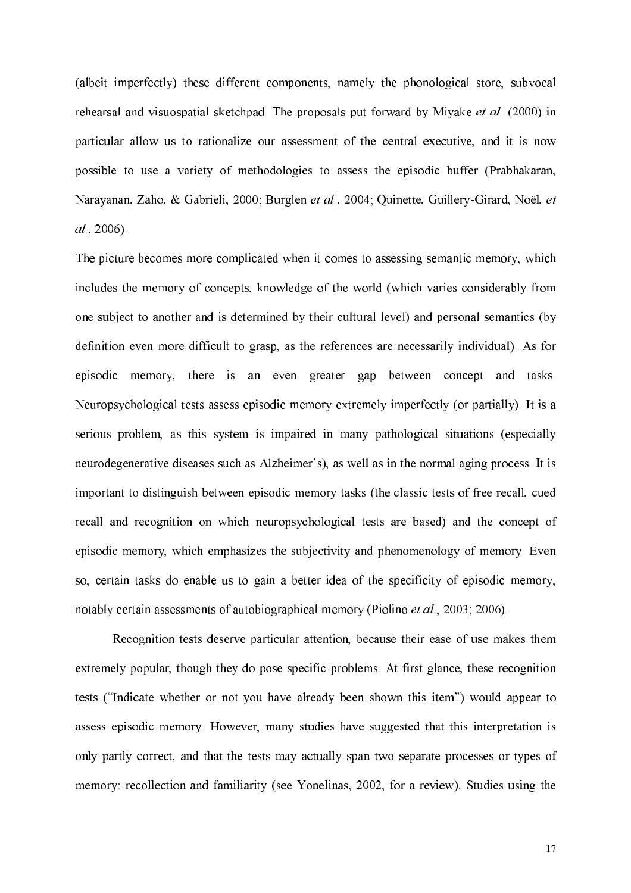(albeit imperfectly) these different components, namely the phonological store, subvocal rehearsal and visuospatial sketchpad. The proposals put forward by Miyake *et al.* (2000) in particular allow us to rationalize our assessment of the central executive, and it is now possible to use a variety of methodologies to assess the episodic buffer (Prabhakaran, Narayanan, Zaho, & Gabrieli, 2000; Burglen *et al.*, 2004; Quinette, Guillery-Girard, Noël, *et al.*, 2006).

The picture becomes more complicated when it comes to assessing semantic memory, which includes the memory of concepts, knowledge of the world (which varies considerably from one subject to another and is determined by their cultural level) and personal semantics (by definition even more difficult to grasp, as the references are necessarily individual). As for episodic memory, there is an even greater gap between concept and tasks. Neuropsychological tests assess episodic memory extremely imperfectly (or partially). It is a serious problem, as this system is impaired in many pathological situations (especially neurodegenerative diseases such as Alzheimer's), as well as in the normal aging process. It is important to distinguish between episodic memory tasks (the classic tests of free recall, cued recall and recognition on which neuropsychological tests are based) and the concept of episodic memory, which emphasizes the subjectivity and phenomenology of memory. Even so, certain tasks do enable us to gain a better idea of the specificity of episodic memory, notably certain assessments of autobiographical memory (Piolino *et al.*, 2003; 2006).

Recognition tests deserve particular attention, because their ease of use makes them extremely popular, though they do pose specific problems. At first glance, these recognition tests ("Indicate whether or not you have already been shown this item") would appear to assess episodic memory. However, many studies have suggested that this interpretation is only partly correct, and that the tests may actually span two separate processes or types of memory: recollection and familiarity (see Yonelinas, 2002, for a review). Studies using the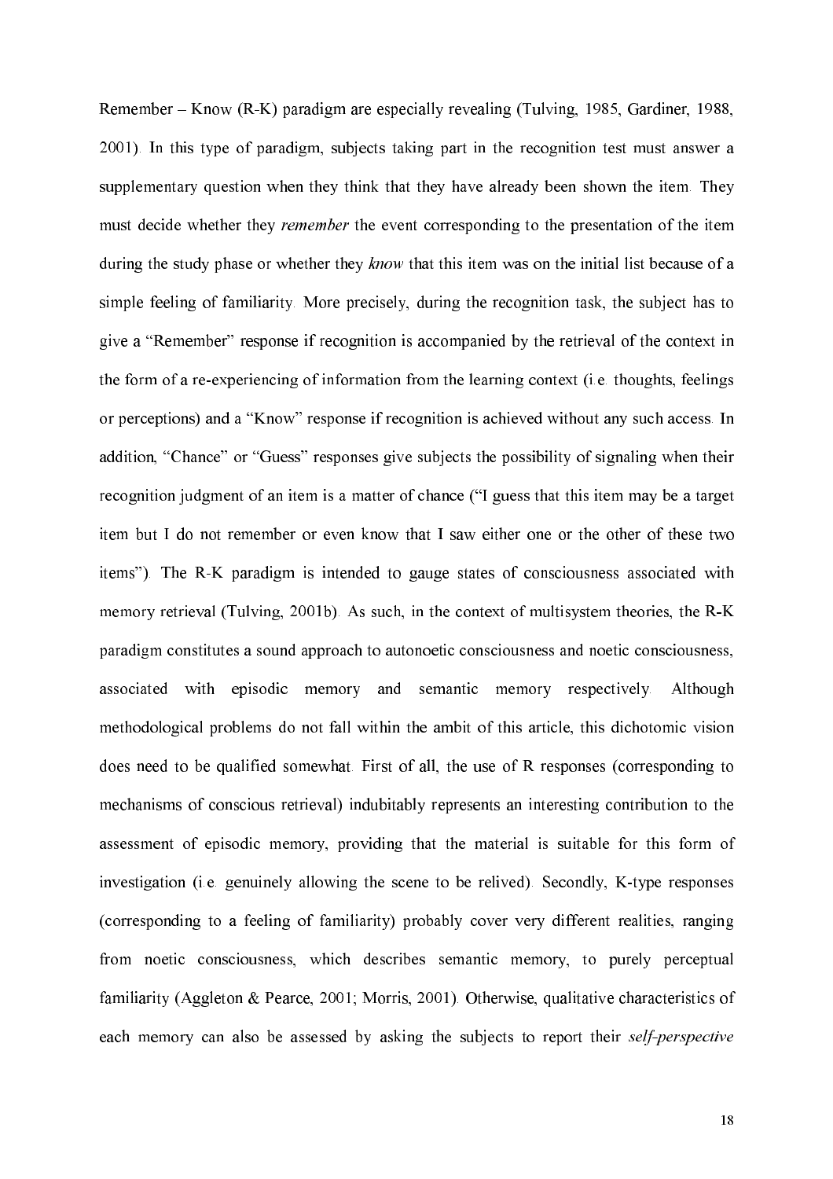Remember – Know (R-K) paradigm are especially revealing (Tulving, 1985, Gardiner, 1988, 2001). In this type of paradigm, subjects taking part in the recognition test must answer a supplementary question when they think that they have already been shown the item. They must decide whether they *remember* the event corresponding to the presentation of the item during the study phase or whether they *know* that this item was on the initial list because of a simple feeling of familiarity. More precisely, during the recognition task, the subject has to give a "Remember" response if recognition is accompanied by the retrieval of the context in the form of a re-experiencing of information from the learning context (i.e. thoughts, feelings or perceptions) and a "Know" response if recognition is achieved without any such access. In addition, "Chance" or "Guess" responses give subjects the possibility of signaling when their recognition judgment of an item is a matter of chance ("I guess that this item may be a target item but I do not remember or even know that I saw either one or the other of these two items"). The R-K paradigm is intended to gauge states of consciousness associated with memory retrieval (Tulving, 2001b). As such, in the context of multisystem theories, the R-K paradigm constitutes a sound approach to autonoetic consciousness and noetic consciousness, associated with episodic memory and semantic memory respectively. Although methodological problems do not fall within the ambit of this article, this dichotomic vision does need to be qualified somewhat. First of all, the use of R responses (corresponding to mechanisms of conscious retrieval) indubitably represents an interesting contribution to the assessment of episodic memory, providing that the material is suitable for this form of investigation (i.e. genuinely allowing the scene to be relived). Secondly, K-type responses (corresponding to a feeling of familiarity) probably cover very different realities, ranging from noetic consciousness, which describes semantic memory, to purely perceptual familiarity (Aggleton & Pearce, 2001; Morris, 2001). Otherwise, qualitative characteristics of each memory can also be assessed by asking the subjects to report their *self-perspective*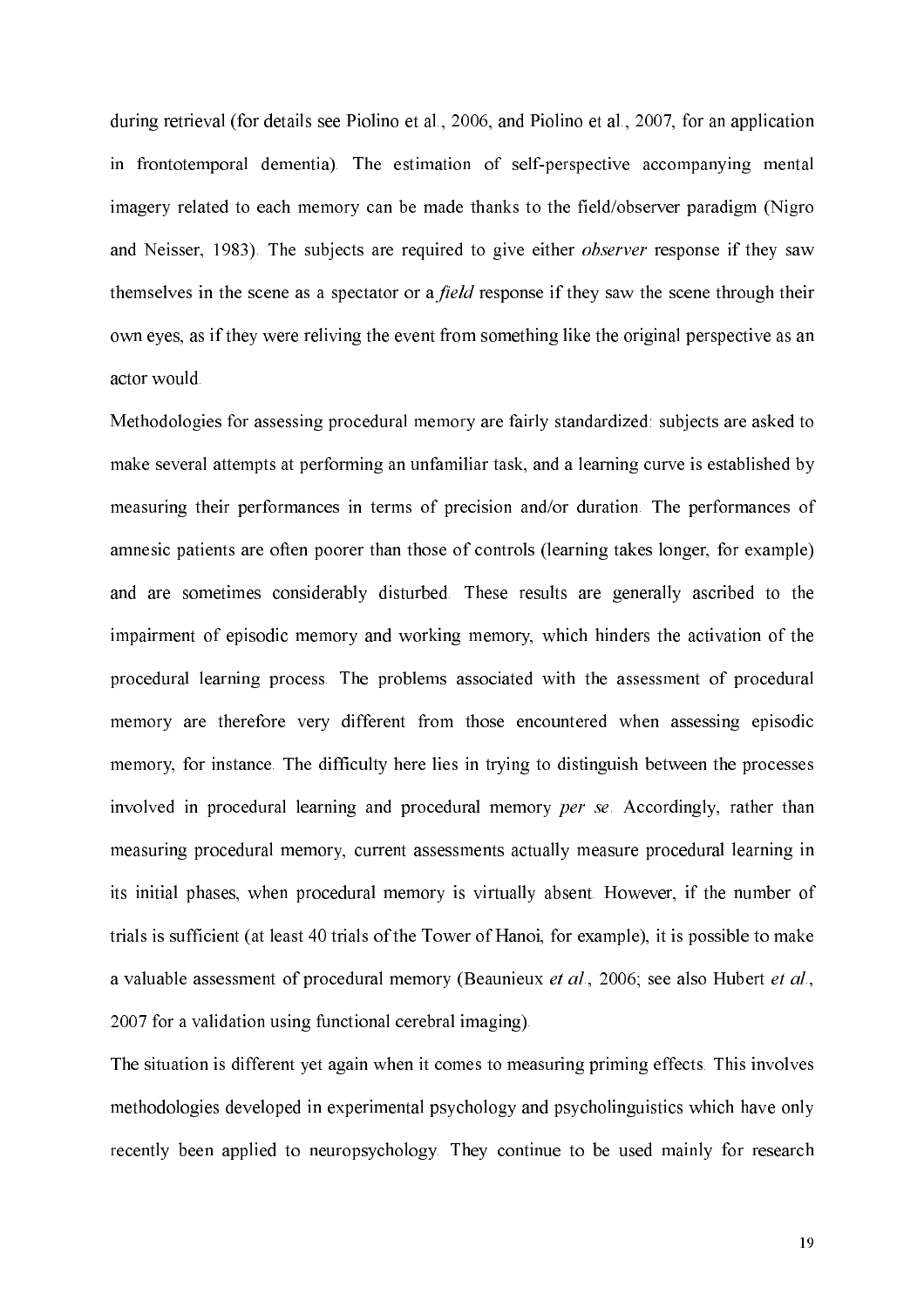during retrieval (for details see Piolino et al., 2006, and Piolino et al., 2007, for an application in frontotemporal dementia). The estimation of self-perspective accompanying mental imagery related to each memory can be made thanks to the field/observer paradigm (Nigro and Neisser, 1983). The subjects are required to give either *observer* response if they saw themselves in the scene as a spectator or a *field* response if they saw the scene through their own eyes, as if they were reliving the event from something like the original perspective as an actor would.

Methodologies for assessing procedural memory are fairly standardized: subjects are asked to make several attempts at performing an unfamiliar task, and a learning curve is established by measuring their performances in terms of precision and/or duration. The performances of amnesic patients are often poorer than those of controls (learning takes longer, for example) and are sometimes considerably disturbed. These results are generally ascribed to the impairment of episodic memory and working memory, which hinders the activation of the procedural learning process. The problems associated with the assessment of procedural memory are therefore very different from those encountered when assessing episodic memory, for instance. The difficulty here lies in trying to distinguish between the processes involved in procedural learning and procedural memory *per se*. Accordingly, rather than measuring procedural memory, current assessments actually measure procedural learning in its initial phases, when procedural memory is virtually absent. However, if the number of trials is sufficient (at least 40 trials of the Tower of Hanoi, for example), it is possible to make a valuable assessment of procedural memory (Beaunieux *et al.*, 2006; see also Hubert *et al.*, 2007 for a validation using functional cerebral imaging).

The situation is different yet again when it comes to measuring priming effects. This involves methodologies developed in experimental psychology and psycholinguistics which have only recently been applied to neuropsychology. They continue to be used mainly for research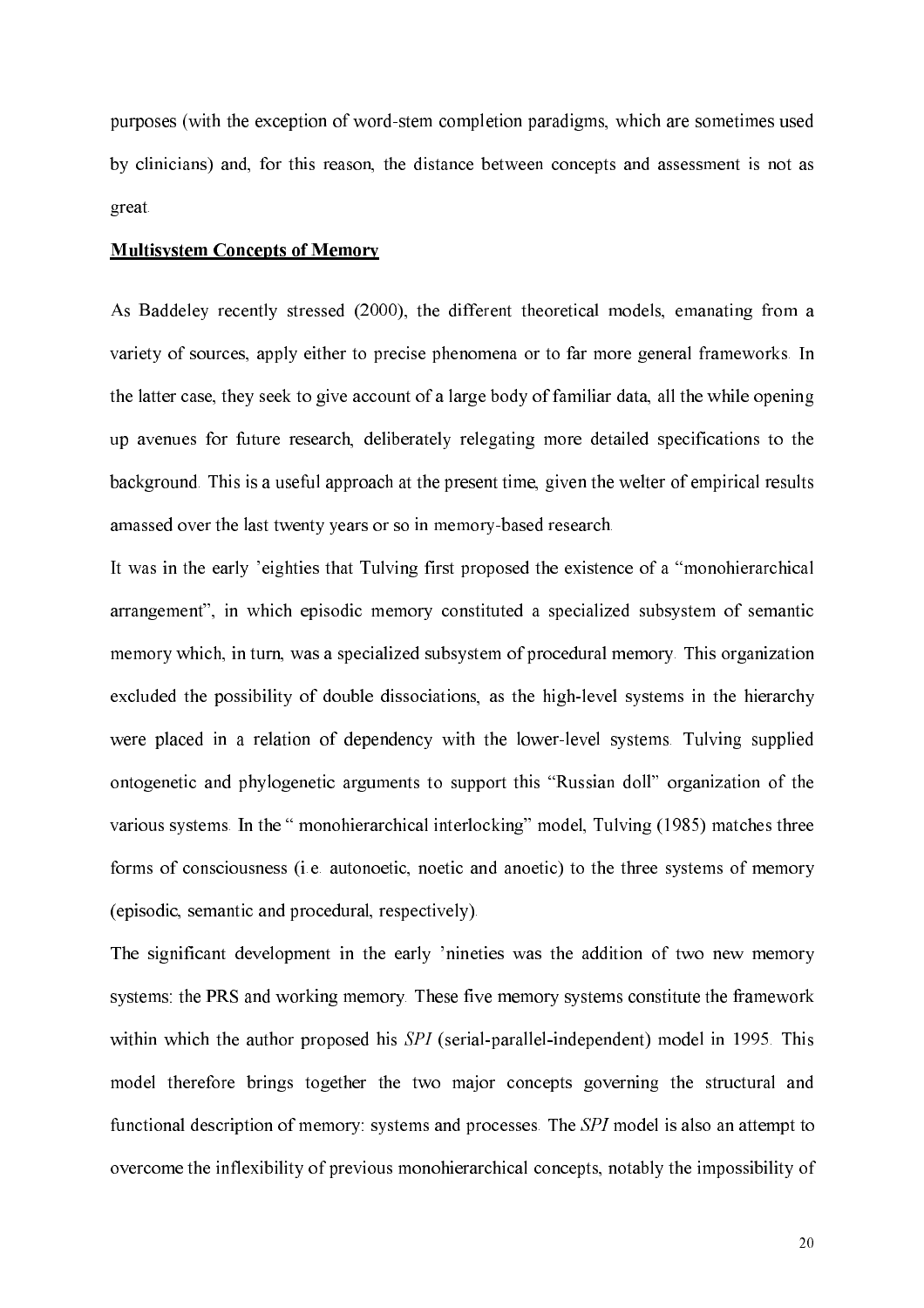purposes (with the exception of word-stem completion paradigms, which are sometimes used by clinicians) and, for this reason, the distance between concepts and assessment is not as great.

## Multisystem Concepts of Memory

As Baddeley recently stressed (2000), the different theoretical models, emanating from a variety of sources, apply either to precise phenomena or to far more general frameworks. In the latter case, they seek to give account of a large body of familiar data, all the while opening up avenues for future research, deliberately relegating more detailed specifications to the background. This is a useful approach at the present time, given the welter of empirical results amassed over the last twenty years or so in memory-based research.

It was in the early 'eighties that Tulving first proposed the existence of a "monohierarchical arrangement", in which episodic memory constituted a specialized subsystem of semantic memory which, in turn, was a specialized subsystem of procedural memory. This organization excluded the possibility of double dissociations, as the high-level systems in the hierarchy were placed in a relation of dependency with the lower-level systems. Tulving supplied ontogenetic and phylogenetic arguments to support this "Russian doll" organization of the various systems. In the " monohierarchical interlocking" model, Tulving (1985) matches three forms of consciousness (i.e. autonoetic, noetic and anoetic) to the three systems of memory (episodic, semantic and procedural, respectively).

The significant development in the early 'nineties was the addition of two new memory systems: the PRS and working memory. These five memory systems constitute the framework within which the author proposed his *SPI* (serial-parallel-independent) model in 1995. This model therefore brings together the two major concepts governing the structural and functional description of memory: systems and processes. The *SPI* model is also an attempt to overcome the inflexibility of previous monohierarchical concepts, notably the impossibility of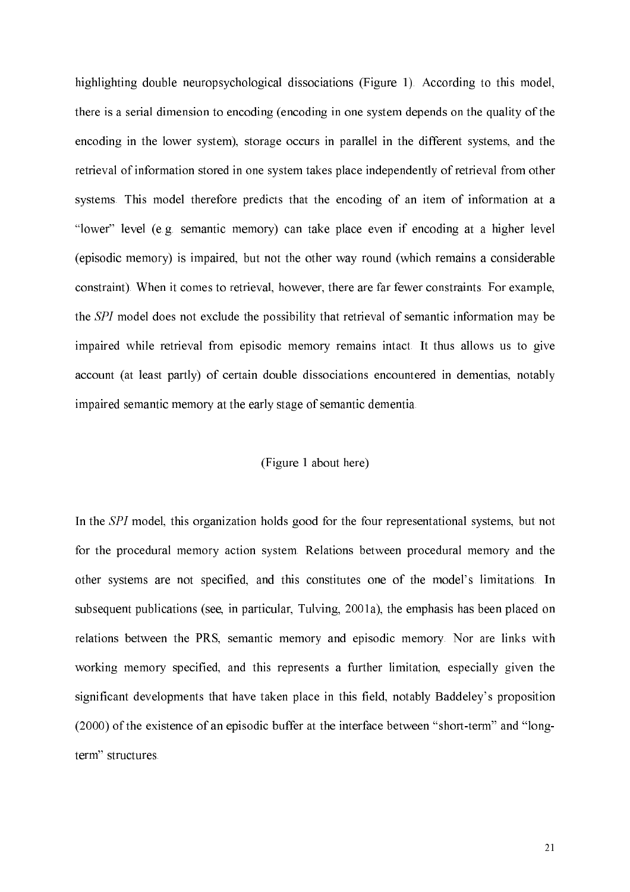highlighting double neuropsychological dissociations (Figure 1). According to this model, there is a serial dimension to encoding (encoding in one system depends on the quality of the encoding in the lower system), storage occurs in parallel in the different systems, and the retrieval of information stored in one system takes place independently of retrieval from other systems. This model therefore predicts that the encoding of an item of information at a "lower" level (e.g. semantic memory) can take place even if encoding at a higher level (episodic memory) is impaired, but not the other way round (which remains a considerable constraint). When it comes to retrieval, however, there are far fewer constraints. For example, the *SPI* model does not exclude the possibility that retrieval of semantic information may be impaired while retrieval from episodic memory remains intact. It thus allows us to give account (at least partly) of certain double dissociations encountered in dementias, notably impaired semantic memory at the early stage of semantic dementia.

(Figure 1 about here)

In the *SPI* model, this organization holds good for the four representational systems, but not for the procedural memory action system. Relations between procedural memory and the other systems are not specified, and this constitutes one of the model's limitations. In subsequent publications (see, in particular, Tulving, 2001a), the emphasis has been placed on relations between the PRS, semantic memory and episodic memory. Nor are links with working memory specified, and this represents a further limitation, especially given the significant developments that have taken place in this field, notably Baddeley's proposition (2000) of the existence of an episodic buffer at the interface between "short-term" and "long-term" structures.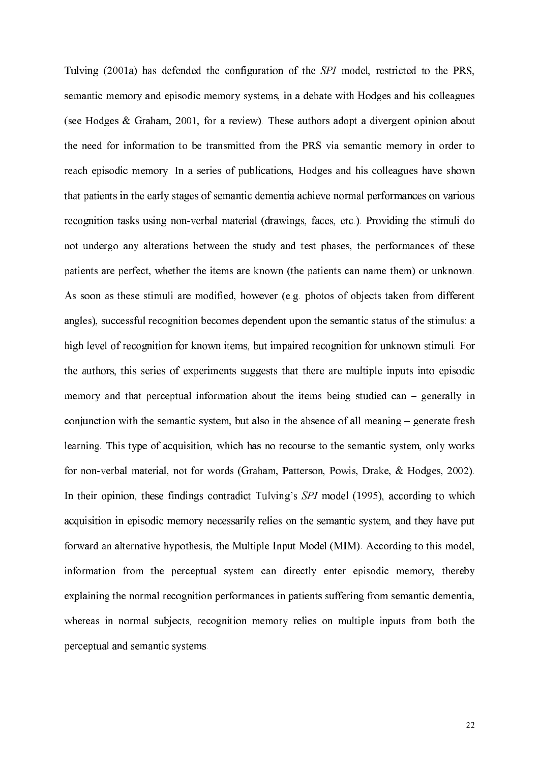Tulving (2001a) has defended the configuration of the *SPI* model, restricted to the PRS, semantic memory and episodic memory systems, in a debate with Hodges and his colleagues (see Hodges & Graham, 2001, for a review). These authors adopt a divergent opinion about the need for information to be transmitted from the PRS via semantic memory in order to reach episodic memory. In a series of publications, Hodges and his colleagues have shown that patients in the early stages of semantic dementia achieve normal performances on various recognition tasks using non-verbal material (drawings, faces, etc.). Providing the stimuli do not undergo any alterations between the study and test phases, the performances of these patients are perfect, whether the items are known (the patients can name them) or unknown. As soon as these stimuli are modified, however (e.g. photos of objects taken from different angles), successful recognition becomes dependent upon the semantic status of the stimulus: a high level of recognition for known items, but impaired recognition for unknown stimuli. For the authors, this series of experiments suggests that there are multiple inputs into episodic memory and that perceptual information about the items being studied can – generally in conjunction with the semantic system, but also in the absence of all meaning – generate fresh learning. This type of acquisition, which has no recourse to the semantic system, only works for non-verbal material, not for words (Graham, Patterson, Powis, Drake, & Hodges, 2002). In their opinion, these findings contradict Tulving's *SPI* model (1995), according to which acquisition in episodic memory necessarily relies on the semantic system, and they have put forward an alternative hypothesis, the Multiple Input Model (MIM). According to this model, information from the perceptual system can directly enter episodic memory, thereby explaining the normal recognition performances in patients suffering from semantic dementia, whereas in normal subjects, recognition memory relies on multiple inputs from both the perceptual and semantic systems.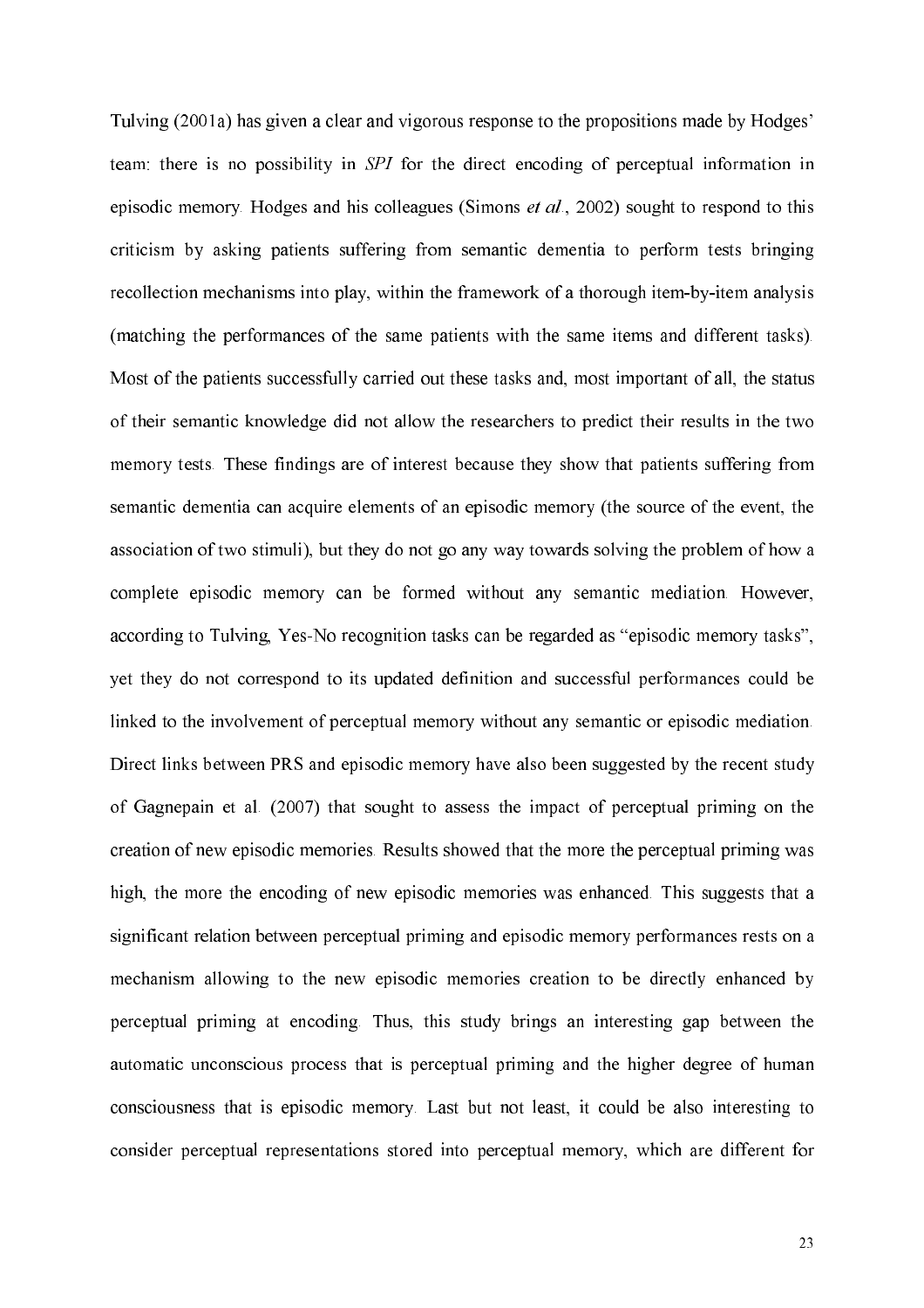Tulving (2001a) has given a clear and vigorous response to the propositions made by Hodges' team: there is no possibility in *SPI* for the direct encoding of perceptual information in episodic memory. Hodges and his colleagues (Simons *et al.*, 2002) sought to respond to this criticism by asking patients suffering from semantic dementia to perform tests bringing recollection mechanisms into play, within the framework of a thorough item-by-item analysis (matching the performances of the same patients with the same items and different tasks). Most of the patients successfully carried out these tasks and, most important of all, the status of their semantic knowledge did not allow the researchers to predict their results in the two memory tests. These findings are of interest because they show that patients suffering from semantic dementia can acquire elements of an episodic memory (the source of the event, the association of two stimuli), but they do not go any way towards solving the problem of how a complete episodic memory can be formed without any semantic mediation. However, according to Tulving, Yes-No recognition tasks can be regarded as "episodic memory tasks", yet they do not correspond to its updated definition and successful performances could be linked to the involvement of perceptual memory without any semantic or episodic mediation. Direct links between PRS and episodic memory have also been suggested by the recent study of Gagnepain et al. (2007) that sought to assess the impact of perceptual priming on the creation of new episodic memories. Results showed that the more the perceptual priming was high, the more the encoding of new episodic memories was enhanced. This suggests that a significant relation between perceptual priming and episodic memory performances rests on a mechanism allowing to the new episodic memories creation to be directly enhanced by perceptual priming at encoding. Thus, this study brings an interesting gap between the automatic unconscious process that is perceptual priming and the higher degree of human consciousness that is episodic memory. Last but not least, it could be also interesting to consider perceptual representations stored into perceptual memory, which are different for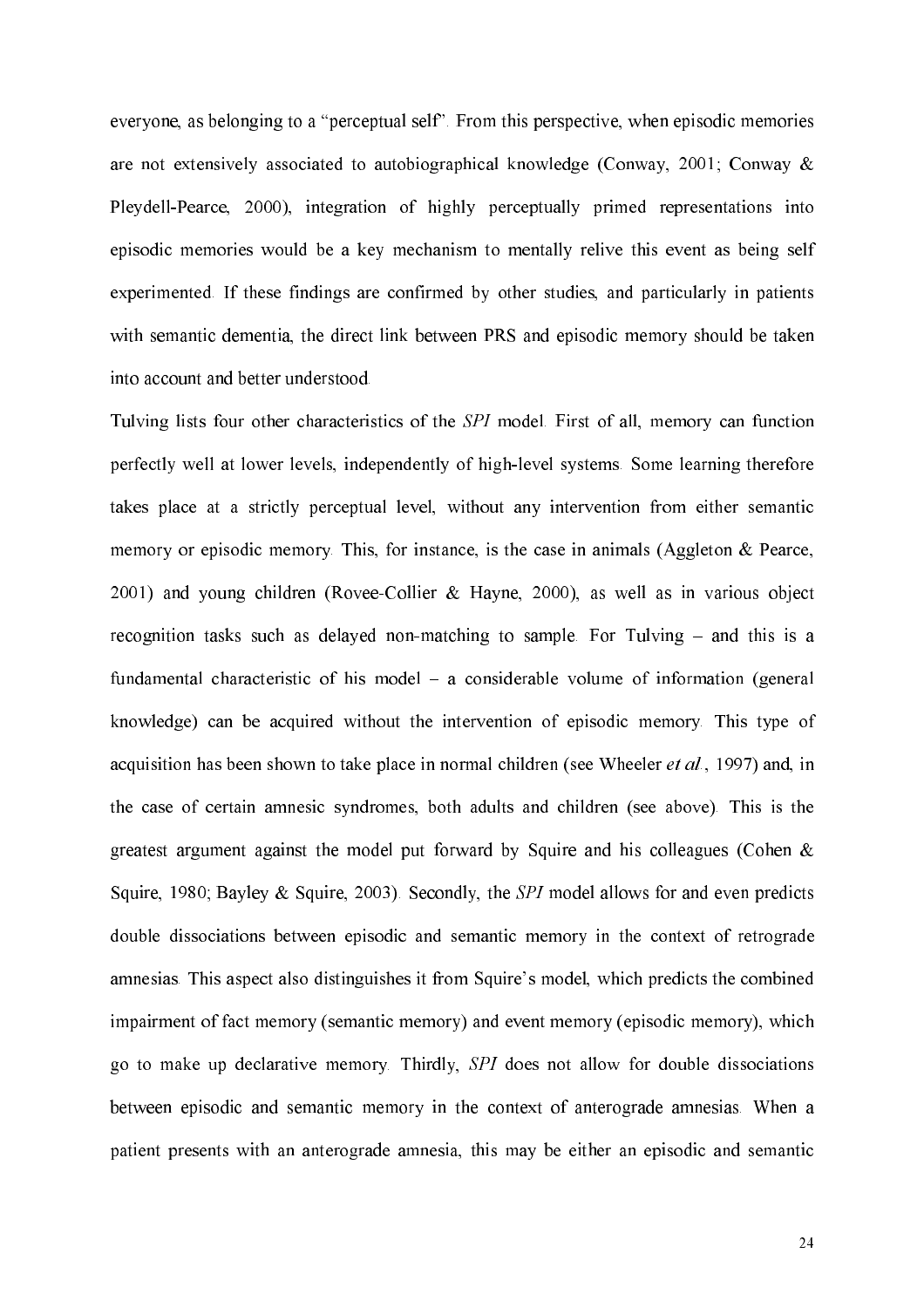everyone, as belonging to a "perceptual self". From this perspective, when episodic memories are not extensively associated to autobiographical knowledge (Conway, 2001; Conway & Pleydell-Pearce, 2000), integration of highly perceptually primed representations into episodic memories would be a key mechanism to mentally relive this event as being self experimented. If these findings are confirmed by other studies, and particularly in patients with semantic dementia, the direct link between PRS and episodic memory should be taken into account and better understood.

Tulving lists four other characteristics of the *SPI* model. First of all, memory can function perfectly well at lower levels, independently of high-level systems. Some learning therefore takes place at a strictly perceptual level, without any intervention from either semantic memory or episodic memory. This, for instance, is the case in animals (Aggleton & Pearce, 2001) and young children (Rovee-Collier & Hayne, 2000), as well as in various object recognition tasks such as delayed non-matching to sample. For Tulving – and this is a fundamental characteristic of his model – a considerable volume of information (general knowledge) can be acquired without the intervention of episodic memory. This type of acquisition has been shown to take place in normal children (see Wheeler *et al.*, 1997) and, in the case of certain amnesic syndromes, both adults and children (see above). This is the greatest argument against the model put forward by Squire and his colleagues (Cohen & Squire, 1980; Bayley & Squire, 2003). Secondly, the *SPI* model allows for and even predicts double dissociations between episodic and semantic memory in the context of retrograde amnesias. This aspect also distinguishes it from Squire's model, which predicts the combined impairment of fact memory (semantic memory) and event memory (episodic memory), which go to make up declarative memory. Thirdly, *SPI* does not allow for double dissociations between episodic and semantic memory in the context of anterograde amnesias. When a patient presents with an anterograde amnesia, this may be either an episodic and semantic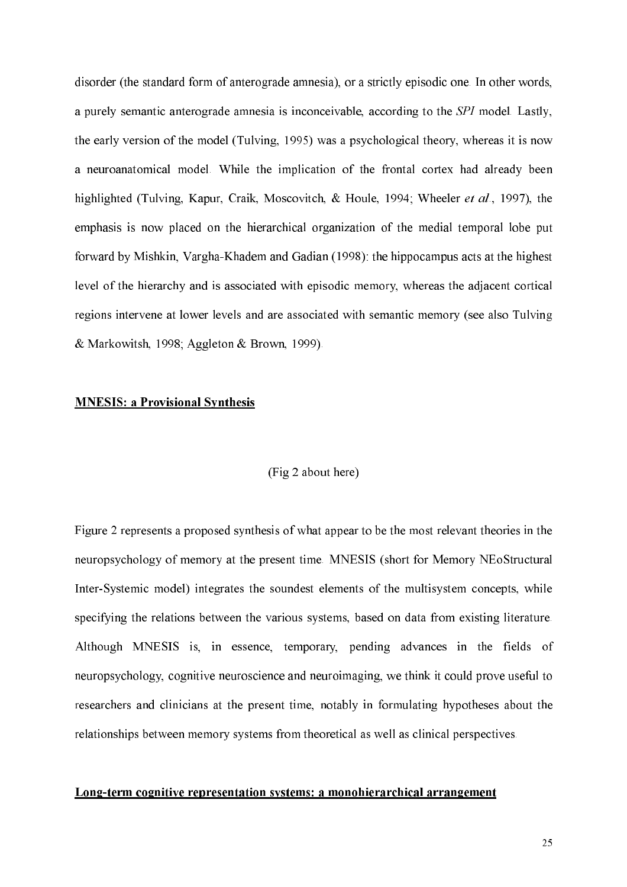disorder (the standard form of anterograde amnesia), or a strictly episodic one. In other words, a purely semantic anterograde amnesia is inconceivable, according to the *SPI* model. Lastly, the early version of the model (Tulving, 1995) was a psychological theory, whereas it is now a neuroanatomical model. While the implication of the frontal cortex had already been highlighted (Tulving, Kapur, Craik, Moscovitch, & Houle, 1994; Wheeler *et al.*, 1997), the emphasis is now placed on the hierarchical organization of the medial temporal lobe put forward by Mishkin, Vargha-Khadem and Gadian (1998): the hippocampus acts at the highest level of the hierarchy and is associated with episodic memory, whereas the adjacent cortical regions intervene at lower levels and are associated with semantic memory (see also Tulving & Markowitsh, 1998; Aggleton & Brown, 1999).

## MNESIS: a Provisional Synthesis

(Fig 2 about here)

Figure 2 represents a proposed synthesis of what appear to be the most relevant theories in the neuropsychology of memory at the present time. MNESIS (short for Memory NEoStructural Inter-Systemic model) integrates the soundest elements of the multisystem concepts, while specifying the relations between the various systems, based on data from existing literature. Although MNESIS is, in essence, temporary, pending advances in the fields of neuropsychology, cognitive neuroscience and neuroimaging, we think it could prove useful to researchers and clinicians at the present time, notably in formulating hypotheses about the relationships between memory systems from theoretical as well as clinical perspectives.

### Long-term cognitive representation systems: a monohierarchical arrangement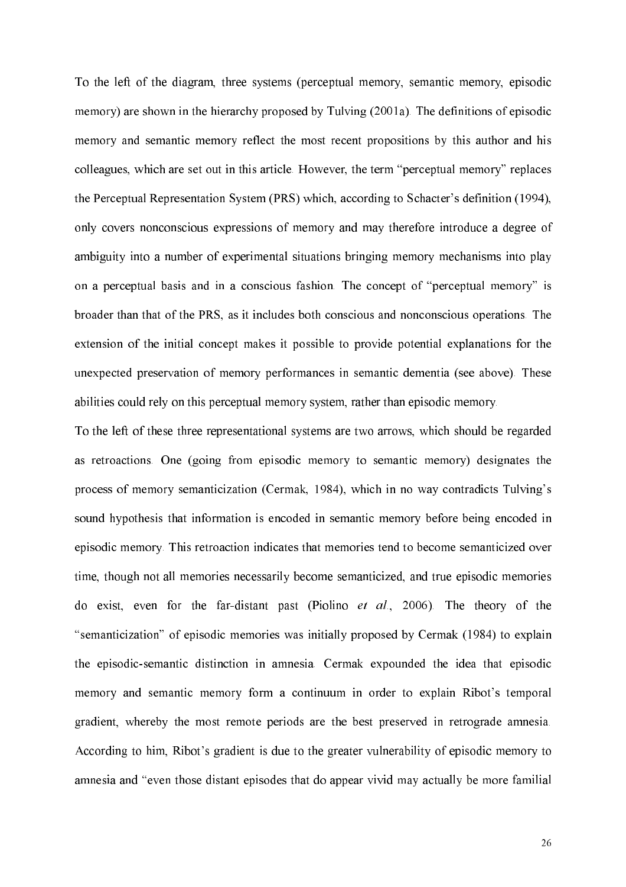To the left of the diagram, three systems (perceptual memory, semantic memory, episodic memory) are shown in the hierarchy proposed by Tulving (2001a). The definitions of episodic memory and semantic memory reflect the most recent propositions by this author and his colleagues, which are set out in this article. However, the term "perceptual memory" replaces the Perceptual Representation System (PRS) which, according to Schacter's definition (1994), only covers nonconscious expressions of memory and may therefore introduce a degree of ambiguity into a number of experimental situations bringing memory mechanisms into play on a perceptual basis and in a conscious fashion. The concept of "perceptual memory" is broader than that of the PRS, as it includes both conscious and nonconscious operations. The extension of the initial concept makes it possible to provide potential explanations for the unexpected preservation of memory performances in semantic dementia (see above). These abilities could rely on this perceptual memory system, rather than episodic memory.

To the left of these three representational systems are two arrows, which should be regarded as retroactions. One (going from episodic memory to semantic memory) designates the process of memory semanticization (Cermak, 1984), which in no way contradicts Tulving's sound hypothesis that information is encoded in semantic memory before being encoded in episodic memory. This retroaction indicates that memories tend to become semanticized over time, though not all memories necessarily become semanticized, and true episodic memories do exist, even for the far-distant past (Piolino *et al.*, 2006). The theory of the "semanticization" of episodic memories was initially proposed by Cermak (1984) to explain the episodic-semantic distinction in amnesia. Cermak expounded the idea that episodic memory and semantic memory form a continuum in order to explain Ribot's temporal gradient, whereby the most remote periods are the best preserved in retrograde amnesia. According to him, Ribot's gradient is due to the greater vulnerability of episodic memory to amnesia and "even those distant episodes that do appear vivid may actually be more familial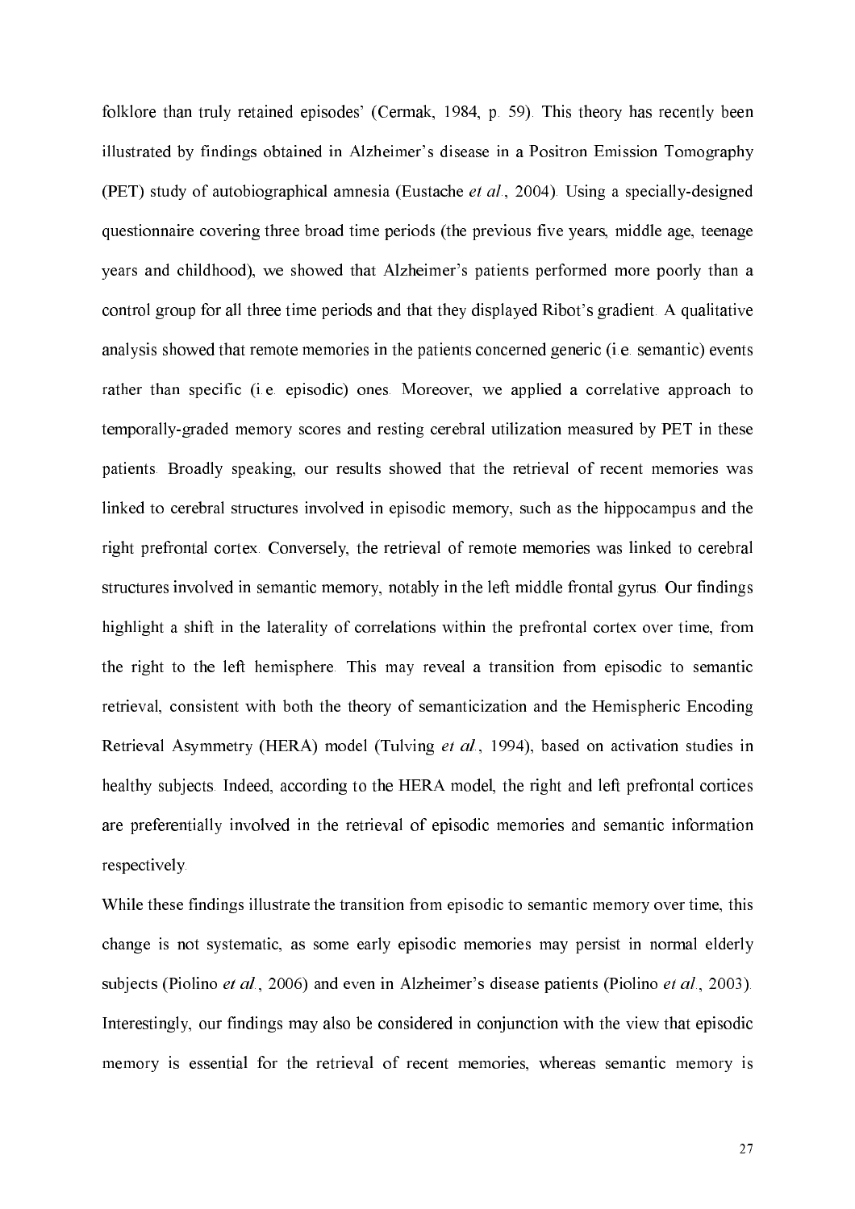folklore than truly retained episodes' (Cermak, 1984, p. 59). This theory has recently been illustrated by findings obtained in Alzheimer's disease in a Positron Emission Tomography (PET) study of autobiographical amnesia (Eustache *et al.*, 2004). Using a specially-designed questionnaire covering three broad time periods (the previous five years, middle age, teenage years and childhood), we showed that Alzheimer's patients performed more poorly than a control group for all three time periods and that they displayed Ribot's gradient. A qualitative analysis showed that remote memories in the patients concerned generic (i.e. semantic) events rather than specific (i.e. episodic) ones. Moreover, we applied a correlative approach to temporally-graded memory scores and resting cerebral utilization measured by PET in these patients. Broadly speaking, our results showed that the retrieval of recent memories was linked to cerebral structures involved in episodic memory, such as the hippocampus and the right prefrontal cortex. Conversely, the retrieval of remote memories was linked to cerebral structures involved in semantic memory, notably in the left middle frontal gyrus. Our findings highlight a shift in the laterality of correlations within the prefrontal cortex over time, from the right to the left hemisphere. This may reveal a transition from episodic to semantic retrieval, consistent with both the theory of semanticization and the Hemispheric Encoding Retrieval Asymmetry (HERA) model (Tulving *et al.*, 1994), based on activation studies in healthy subjects. Indeed, according to the HERA model, the right and left prefrontal cortices are preferentially involved in the retrieval of episodic memories and semantic information respectively.

While these findings illustrate the transition from episodic to semantic memory over time, this change is not systematic, as some early episodic memories may persist in normal elderly subjects (Piolino *et al.*, 2006) and even in Alzheimer's disease patients (Piolino *et al.*, 2003). Interestingly, our findings may also be considered in conjunction with the view that episodic memory is essential for the retrieval of recent memories, whereas semantic memory is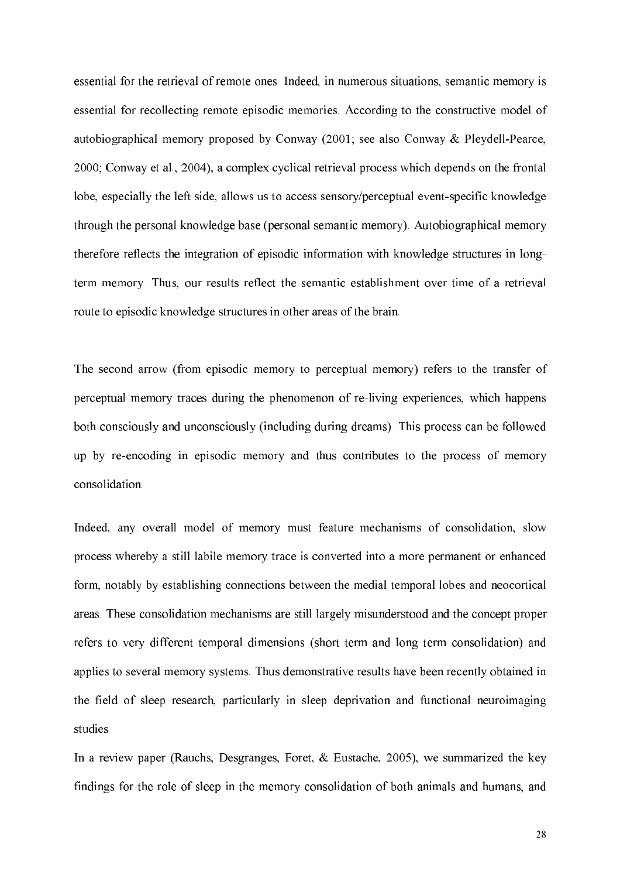essential for the retrieval of remote ones. Indeed, in numerous situations, semantic memory is essential for recollecting remote episodic memories. According to the constructive model of autobiographical memory proposed by Conway (2001; see also Conway & Pleydell-Pearce, 2000; Conway et al., 2004), a complex cyclical retrieval process which depends on the frontal lobe, especially the left side, allows us to access sensory/perceptual event-specific knowledge through the personal knowledge base (personal semantic memory). Autobiographical memory therefore reflects the integration of episodic information with knowledge structures in long-term memory. Thus, our results reflect the semantic establishment over time of a retrieval route to episodic knowledge structures in other areas of the brain.

The second arrow (from episodic memory to perceptual memory) refers to the transfer of perceptual memory traces during the phenomenon of re-living experiences, which happens both consciously and unconsciously (including during dreams). This process can be followed up by re-encoding in episodic memory and thus contributes to the process of memory consolidation.

Indeed, any overall model of memory must feature mechanisms of consolidation, slow process whereby a still labile memory trace is converted into a more permanent or enhanced form, notably by establishing connections between the medial temporal lobes and neocortical areas. These consolidation mechanisms are still largely misunderstood and the concept proper refers to very different temporal dimensions (short term and long term consolidation) and applies to several memory systems. Thus demonstrative results have been recently obtained in the field of sleep research, particularly in sleep deprivation and functional neuroimaging studies.

In a review paper (Rauchs, Desgranges, Foret, & Eustache, 2005), we summarized the key findings for the role of sleep in the memory consolidation of both animals and humans, and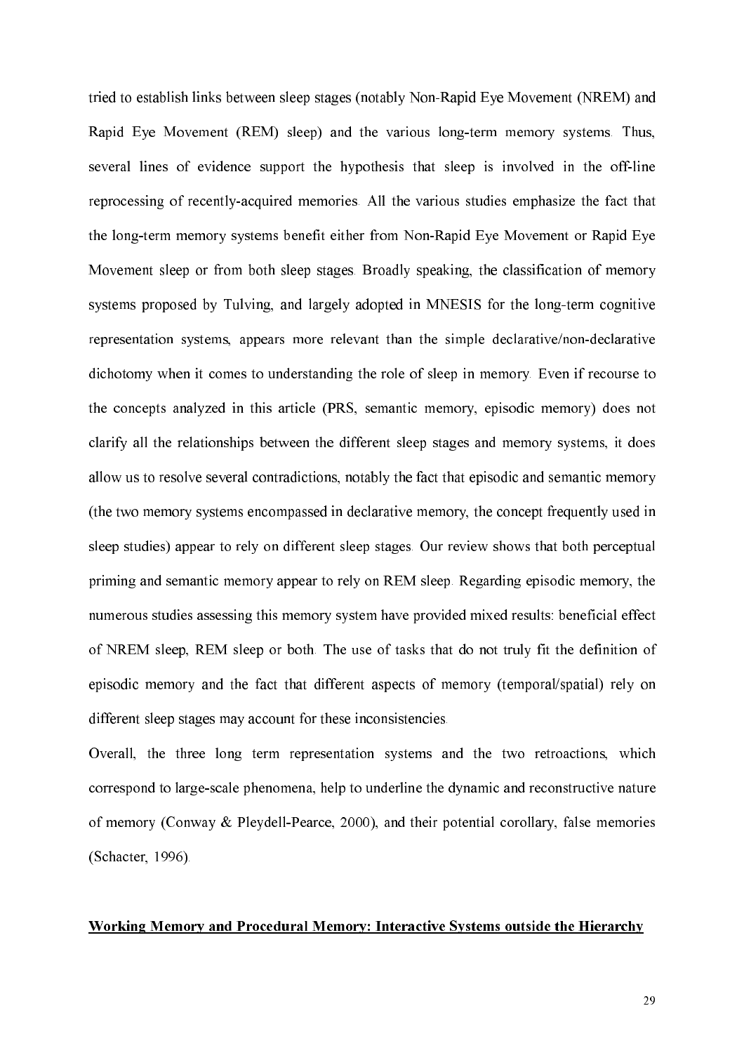tried to establish links between sleep stages (notably Non-Rapid Eye Movement (NREM) and Rapid Eye Movement (REM) sleep) and the various long-term memory systems. Thus, several lines of evidence support the hypothesis that sleep is involved in the off-line reprocessing of recently-acquired memories. All the various studies emphasize the fact that the long-term memory systems benefit either from Non-Rapid Eye Movement or Rapid Eye Movement sleep or from both sleep stages. Broadly speaking, the classification of memory systems proposed by Tulving, and largely adopted in MNESIS for the long-term cognitive representation systems, appears more relevant than the simple declarative/non-declarative dichotomy when it comes to understanding the role of sleep in memory. Even if recourse to the concepts analyzed in this article (PRS, semantic memory, episodic memory) does not clarify all the relationships between the different sleep stages and memory systems, it does allow us to resolve several contradictions, notably the fact that episodic and semantic memory (the two memory systems encompassed in declarative memory, the concept frequently used in sleep studies) appear to rely on different sleep stages. Our review shows that both perceptual priming and semantic memory appear to rely on REM sleep. Regarding episodic memory, the numerous studies assessing this memory system have provided mixed results: beneficial effect of NREM sleep, REM sleep or both. The use of tasks that do not truly fit the definition of episodic memory and the fact that different aspects of memory (temporal/spatial) rely on different sleep stages may account for these inconsistencies.

Overall, the three long term representation systems and the two retroactions, which correspond to large-scale phenomena, help to underline the dynamic and reconstructive nature of memory (Conway & Pleydell-Pearce, 2000), and their potential corollary, false memories (Schacter, 1996).

## Working Memory and Procedural Memory: Interactive Systems outside the Hierarchy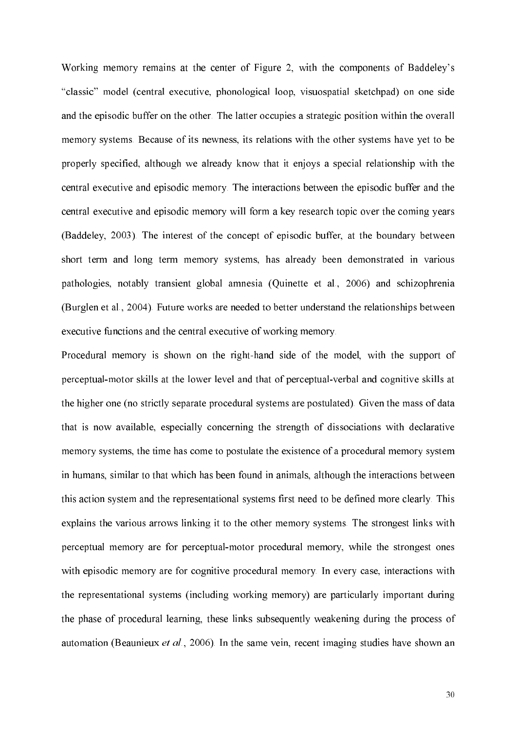Working memory remains at the center of Figure 2, with the components of Baddeley's "classic" model (central executive, phonological loop, visuospatial sketchpad) on one side and the episodic buffer on the other. The latter occupies a strategic position within the overall memory systems. Because of its newness, its relations with the other systems have yet to be properly specified, although we already know that it enjoys a special relationship with the central executive and episodic memory. The interactions between the episodic buffer and the central executive and episodic memory will form a key research topic over the coming years (Baddeley, 2003). The interest of the concept of episodic buffer, at the boundary between short term and long term memory systems, has already been demonstrated in various pathologies, notably transient global amnesia (Quinette et al., 2006) and schizophrenia (Burglen et al., 2004). Future works are needed to better understand the relationships between executive functions and the central executive of working memory.

Procedural memory is shown on the right-hand side of the model, with the support of perceptual-motor skills at the lower level and that of perceptual-verbal and cognitive skills at the higher one (no strictly separate procedural systems are postulated). Given the mass of data that is now available, especially concerning the strength of dissociations with declarative memory systems, the time has come to postulate the existence of a procedural memory system in humans, similar to that which has been found in animals, although the interactions between this action system and the representational systems first need to be defined more clearly. This explains the various arrows linking it to the other memory systems. The strongest links with perceptual memory are for perceptual-motor procedural memory, while the strongest ones with episodic memory are for cognitive procedural memory. In every case, interactions with the representational systems (including working memory) are particularly important during the phase of procedural learning, these links subsequently weakening during the process of automation (Beaunieux *et al.*, 2006). In the same vein, recent imaging studies have shown an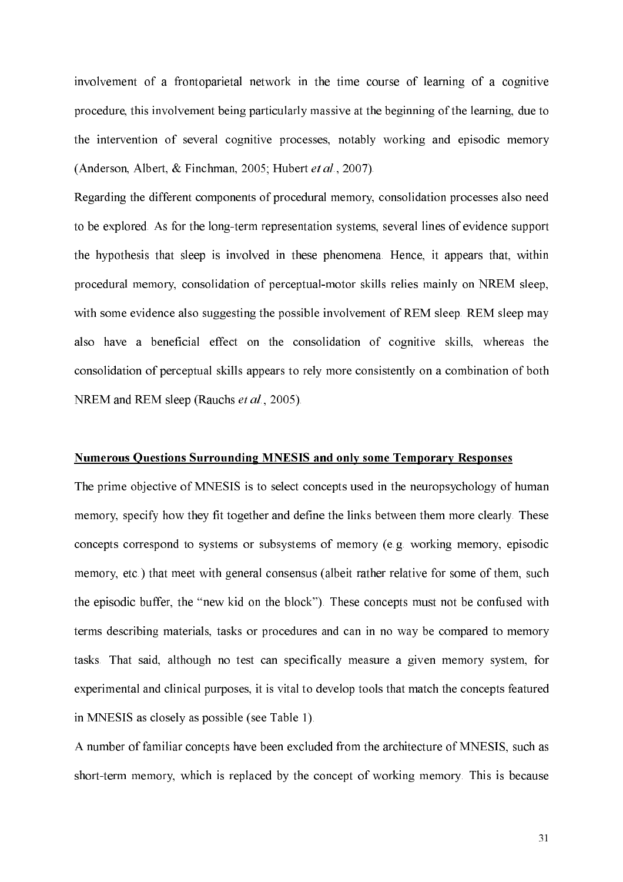involvement of a frontoparietal network in the time course of learning of a cognitive procedure, this involvement being particularly massive at the beginning of the learning, due to the intervention of several cognitive processes, notably working and episodic memory (Anderson, Albert, & Finchman, 2005; Hubert *et al.*, 2007).

Regarding the different components of procedural memory, consolidation processes also need to be explored. As for the long-term representation systems, several lines of evidence support the hypothesis that sleep is involved in these phenomena. Hence, it appears that, within procedural memory, consolidation of perceptual-motor skills relies mainly on NREM sleep, with some evidence also suggesting the possible involvement of REM sleep. REM sleep may also have a beneficial effect on the consolidation of cognitive skills, whereas the consolidation of perceptual skills appears to rely more consistently on a combination of both NREM and REM sleep (Rauchs *et al.*, 2005).

## Numerous Questions Surrounding MNESIS and only some Temporary Responses

The prime objective of MNESIS is to select concepts used in the neuropsychology of human memory, specify how they fit together and define the links between them more clearly. These concepts correspond to systems or subsystems of memory (e.g. working memory, episodic memory, etc.) that meet with general consensus (albeit rather relative for some of them, such the episodic buffer, the "new kid on the block"). These concepts must not be confused with terms describing materials, tasks or procedures and can in no way be compared to memory tasks. That said, although no test can specifically measure a given memory system, for experimental and clinical purposes, it is vital to develop tools that match the concepts featured in MNESIS as closely as possible (see Table 1).

A number of familiar concepts have been excluded from the architecture of MNESIS, such as short-term memory, which is replaced by the concept of working memory. This is because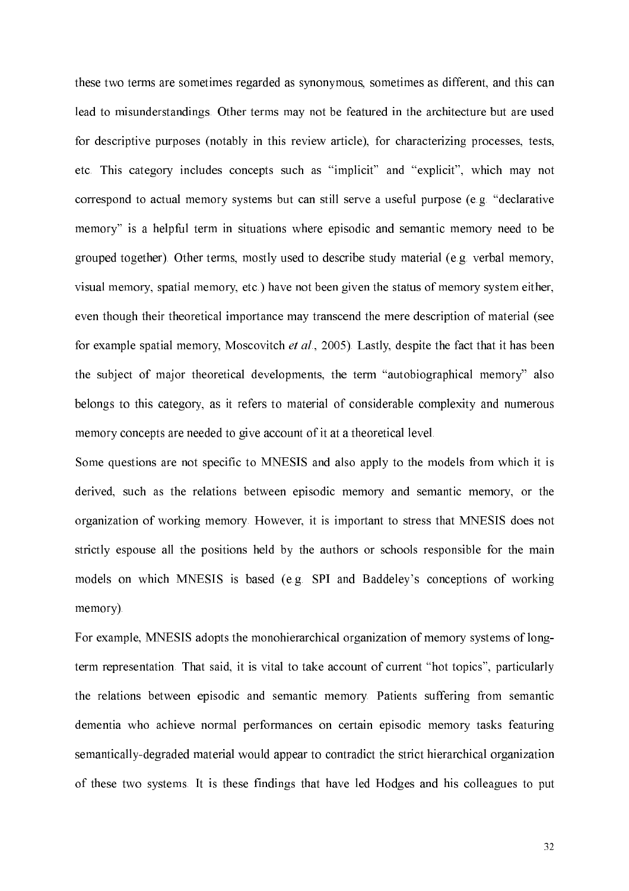these two terms are sometimes regarded as synonymous, sometimes as different, and this can lead to misunderstandings. Other terms may not be featured in the architecture but are used for descriptive purposes (notably in this review article), for characterizing processes, tests, etc. This category includes concepts such as "implicit" and "explicit", which may not correspond to actual memory systems but can still serve a useful purpose (e.g. "declarative memory" is a helpful term in situations where episodic and semantic memory need to be grouped together). Other terms, mostly used to describe study material (e.g. verbal memory, visual memory, spatial memory, etc.) have not been given the status of memory system either, even though their theoretical importance may transcend the mere description of material (see for example spatial memory, Moscovitch *et al.*, 2005). Lastly, despite the fact that it has been the subject of major theoretical developments, the term "autobiographical memory" also belongs to this category, as it refers to material of considerable complexity and numerous memory concepts are needed to give account of it at a theoretical level.

Some questions are not specific to MNESIS and also apply to the models from which it is derived, such as the relations between episodic memory and semantic memory, or the organization of working memory. However, it is important to stress that MNESIS does not strictly espouse all the positions held by the authors or schools responsible for the main models on which MNESIS is based (e.g. SPI and Baddeley's conceptions of working memory).

For example, MNESIS adopts the monohierarchical organization of memory systems of long-term representation. That said, it is vital to take account of current "hot topics", particularly the relations between episodic and semantic memory. Patients suffering from semantic dementia who achieve normal performances on certain episodic memory tasks featuring semantically-degraded material would appear to contradict the strict hierarchical organization of these two systems. It is these findings that have led Hodges and his colleagues to put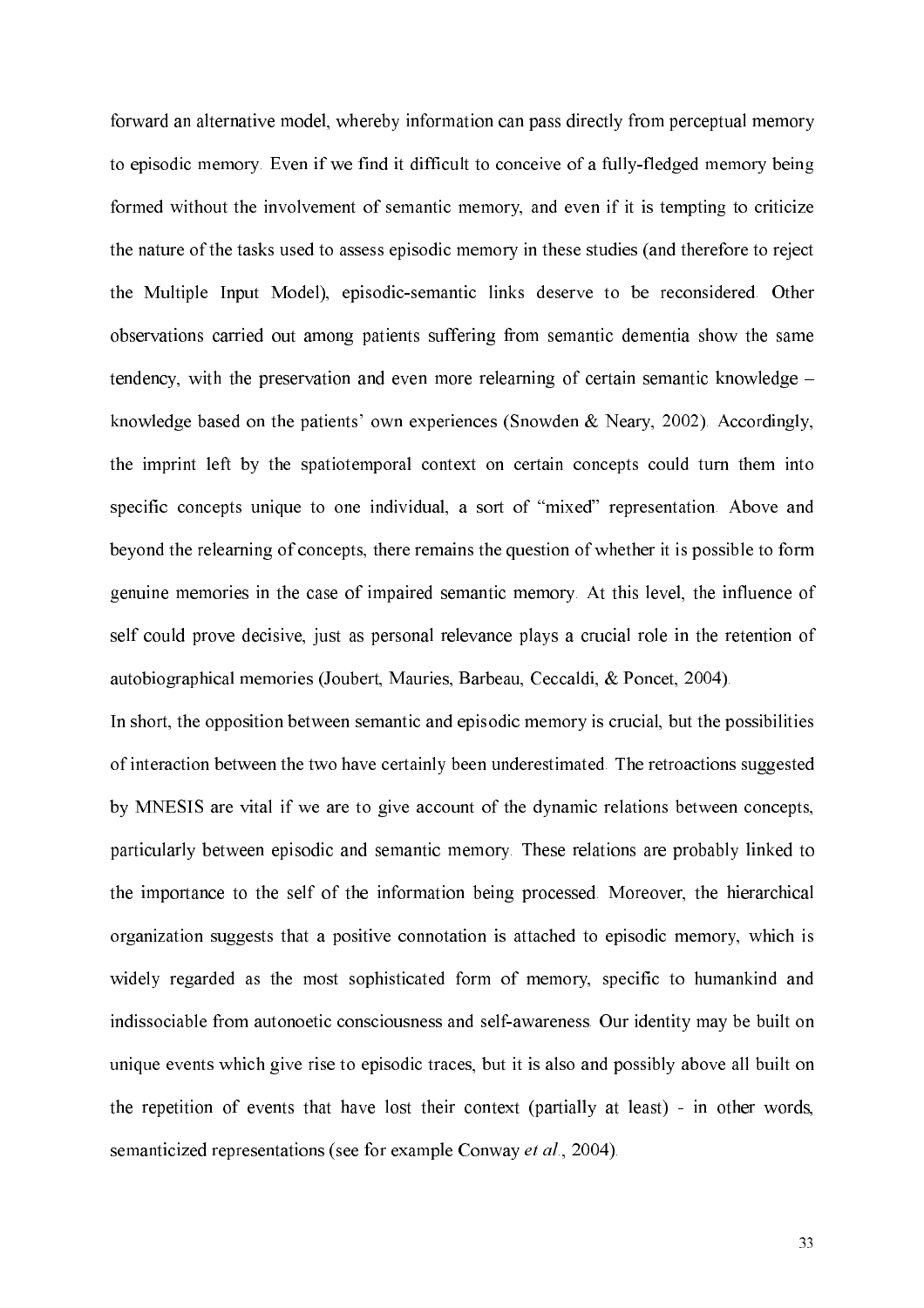forward an alternative model, whereby information can pass directly from perceptual memory to episodic memory. Even if we find it difficult to conceive of a fully-fledged memory being formed without the involvement of semantic memory, and even if it is tempting to criticize the nature of the tasks used to assess episodic memory in these studies (and therefore to reject the Multiple Input Model), episodic-semantic links deserve to be reconsidered. Other observations carried out among patients suffering from semantic dementia show the same tendency, with the preservation and even more relearning of certain semantic knowledge – knowledge based on the patients' own experiences (Snowden & Neary, 2002). Accordingly, the imprint left by the spatiotemporal context on certain concepts could turn them into specific concepts unique to one individual, a sort of "mixed" representation. Above and beyond the relearning of concepts, there remains the question of whether it is possible to form genuine memories in the case of impaired semantic memory. At this level, the influence of self could prove decisive, just as personal relevance plays a crucial role in the retention of autobiographical memories (Joubert, Mauries, Barbeau, Ceccaldi, & Poncet, 2004).

In short, the opposition between semantic and episodic memory is crucial, but the possibilities of interaction between the two have certainly been underestimated. The retroactions suggested by MNESIS are vital if we are to give account of the dynamic relations between concepts, particularly between episodic and semantic memory. These relations are probably linked to the importance to the self of the information being processed. Moreover, the hierarchical organization suggests that a positive connotation is attached to episodic memory, which is widely regarded as the most sophisticated form of memory, specific to humankind and indissociable from autonoetic consciousness and self-awareness. Our identity may be built on unique events which give rise to episodic traces, but it is also and possibly above all built on the repetition of events that have lost their context (partially at least) - in other words, semanticized representations (see for example Conway *et al.*, 2004).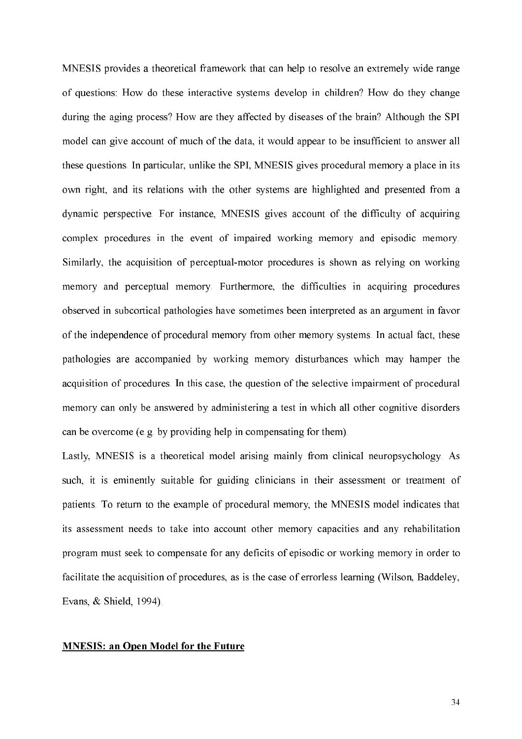MNESIS provides a theoretical framework that can help to resolve an extremely wide range of questions: How do these interactive systems develop in children? How do they change during the aging process? How are they affected by diseases of the brain? Although the SPI model can give account of much of the data, it would appear to be insufficient to answer all these questions. In particular, unlike the SPI, MNESIS gives procedural memory a place in its own right, and its relations with the other systems are highlighted and presented from a dynamic perspective. For instance, MNESIS gives account of the difficulty of acquiring complex procedures in the event of impaired working memory and episodic memory. Similarly, the acquisition of perceptual-motor procedures is shown as relying on working memory and perceptual memory. Furthermore, the difficulties in acquiring procedures observed in subcortical pathologies have sometimes been interpreted as an argument in favor of the independence of procedural memory from other memory systems. In actual fact, these pathologies are accompanied by working memory disturbances which may hamper the acquisition of procedures. In this case, the question of the selective impairment of procedural memory can only be answered by administering a test in which all other cognitive disorders can be overcome (e.g. by providing help in compensating for them).

Lastly, MNESIS is a theoretical model arising mainly from clinical neuropsychology. As such, it is eminently suitable for guiding clinicians in their assessment or treatment of patients. To return to the example of procedural memory, the MNESIS model indicates that its assessment needs to take into account other memory capacities and any rehabilitation program must seek to compensate for any deficits of episodic or working memory in order to facilitate the acquisition of procedures, as is the case of errorless learning (Wilson, Baddeley, Evans, & Shield, 1994).

## MNESIS: an Open Model for the Future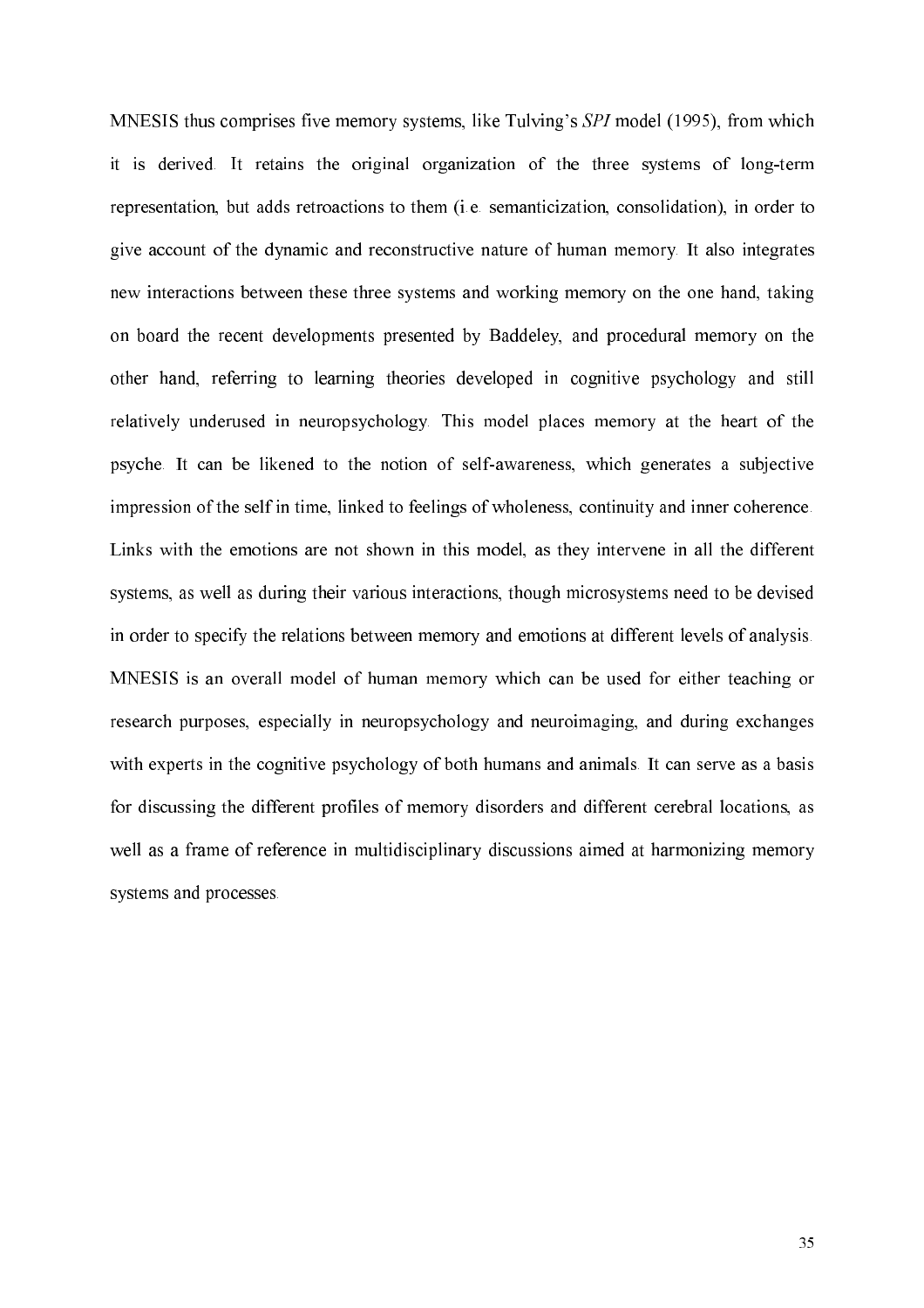MNESIS thus comprises five memory systems, like Tulving's *SPI* model (1995), from which it is derived. It retains the original organization of the three systems of long-term representation, but adds retroactions to them (i.e. semanticization, consolidation), in order to give account of the dynamic and reconstructive nature of human memory. It also integrates new interactions between these three systems and working memory on the one hand, taking on board the recent developments presented by Baddeley, and procedural memory on the other hand, referring to learning theories developed in cognitive psychology and still relatively underused in neuropsychology. This model places memory at the heart of the psyche. It can be likened to the notion of self-awareness, which generates a subjective impression of the self in time, linked to feelings of wholeness, continuity and inner coherence. Links with the emotions are not shown in this model, as they intervene in all the different systems, as well as during their various interactions, though microsystems need to be devised in order to specify the relations between memory and emotions at different levels of analysis. MNESIS is an overall model of human memory which can be used for either teaching or research purposes, especially in neuropsychology and neuroimaging, and during exchanges with experts in the cognitive psychology of both humans and animals. It can serve as a basis for discussing the different profiles of memory disorders and different cerebral locations, as well as a frame of reference in multidisciplinary discussions aimed at harmonizing memory systems and processes.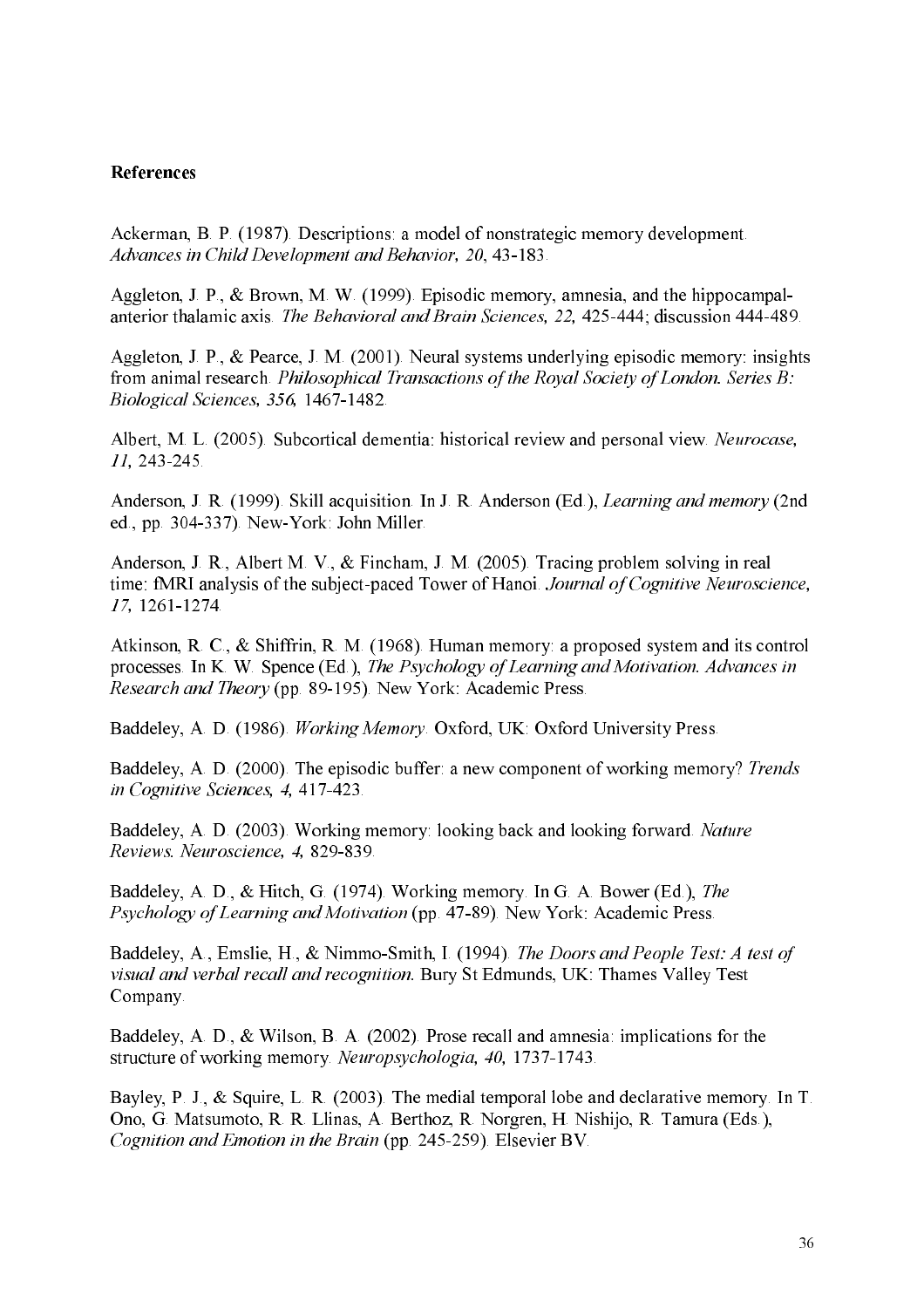**References**

Ackerman, B. P. (1987). Descriptions: a model of nonstrategic memory development. *Advances in Child Development and Behavior, 20,* 43-183.

Aggleton, J. P., & Brown, M. W. (1999). Episodic memory, amnesia, and the hippocampal-anterior thalamic axis. *The Behavioral and Brain Sciences, 22,* 425-444; discussion 444-489.

Aggleton, J. P., & Pearce, J. M. (2001). Neural systems underlying episodic memory: insights from animal research. *Philosophical Transactions of the Royal Society of London. Series B: Biological Sciences, 356,* 1467-1482.

Albert, M. L. (2005). Subcortical dementia: historical review and personal view. *Neurocase, 11,* 243-245.

Anderson, J. R. (1999). Skill acquisition. In J. R. Anderson (Ed.), *Learning and memory* (2nd ed., pp. 304-337). New-York: John Miller.

Anderson, J. R., Albert M. V., & Fincham, J. M. (2005). Tracing problem solving in real time: fMRI analysis of the subject-paced Tower of Hanoi. *Journal of Cognitive Neuroscience, 17,* 1261-1274.

Atkinson, R. C., & Shiffrin, R. M. (1968). Human memory: a proposed system and its control processes. In K. W. Spence (Ed.), *The Psychology of Learning and Motivation. Advances in Research and Theory* (pp. 89-195). New York: Academic Press.

Baddeley, A. D. (1986). *Working Memory.* Oxford, UK: Oxford University Press.

Baddeley, A. D. (2000). The episodic buffer: a new component of working memory? *Trends in Cognitive Sciences, 4,* 417-423.

Baddeley, A. D. (2003). Working memory: looking back and looking forward. *Nature Reviews. Neuroscience, 4,* 829-839.

Baddeley, A. D., & Hitch, G. (1974). Working memory. In G. A. Bower (Ed.), *The Psychology of Learning and Motivation* (pp. 47-89). New York: Academic Press.

Baddeley, A., Emslie, H., & Nimmo-Smith, I. (1994). *The Doors and People Test: A test of visual and verbal recall and recognition.* Bury St Edmunds, UK: Thames Valley Test Company.

Baddeley, A. D., & Wilson, B. A. (2002). Prose recall and amnesia: implications for the structure of working memory. *Neuropsychologia, 40,* 1737-1743.

Bayley, P. J., & Squire, L. R. (2003). The medial temporal lobe and declarative memory. In T. Ono, G. Matsumoto, R. R. Llinas, A. Berthoz, R. Norgren, H. Nishijo, R. Tamura (Eds.), *Cognition and Emotion in the Brain* (pp. 245-259). Elsevier BV.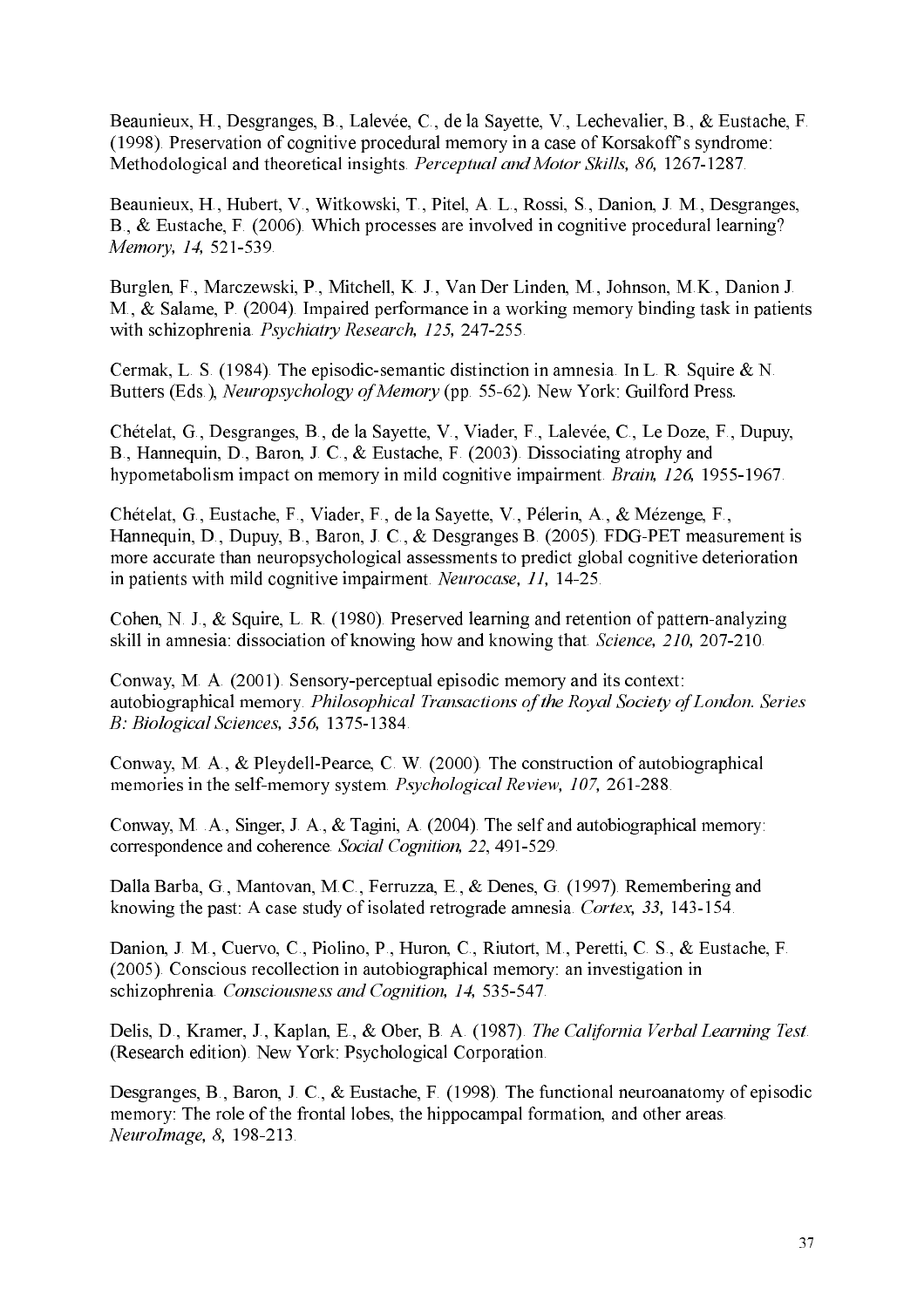Beaunieux, H., Desgranges, B., Lalevée, C., de la Sayette, V., Lechevalier, B., & Eustache, F. (1998). Preservation of cognitive procedural memory in a case of Korsakoff's syndrome: Methodological and theoretical insights. *Perceptual and Motor Skills, 86,* 1267-1287.

Beaunieux, H., Hubert, V., Witkowski, T., Pitel, A. L., Rossi, S., Danion, J. M., Desgranges, B., & Eustache, F. (2006). Which processes are involved in cognitive procedural learning? *Memory, 14,* 521-539.

Burglen, F., Marczewski, P., Mitchell, K. J., Van Der Linden, M., Johnson, M.K., Danion J. M., & Salame, P. (2004). Impaired performance in a working memory binding task in patients with schizophrenia. *Psychiatry Research, 125,* 247-255.

Cermak, L. S. (1984). The episodic-semantic distinction in amnesia. In L. R. Squire & N. Butters (Eds.), *Neuropsychology of Memory* (pp. 55-62). New York: Guilford Press.

Chételat, G., Desgranges, B., de la Sayette, V., Viader, F., Lalevée, C., Le Doze, F., Dupuy, B., Hannequin, D., Baron, J. C., & Eustache, F. (2003). Dissociating atrophy and hypometabolism impact on memory in mild cognitive impairment. *Brain, 126,* 1955-1967.

Chételat, G., Eustache, F., Viader, F., de la Sayette, V., Pélerin, A., & Mézenge, F., Hannequin, D., Dupuy, B., Baron, J. C., & Desgranges B. (2005). FDG-PET measurement is more accurate than neuropsychological assessments to predict global cognitive deterioration in patients with mild cognitive impairment. *Neurocase, 11,* 14-25.

Cohen, N. J., & Squire, L. R. (1980). Preserved learning and retention of pattern-analyzing skill in amnesia: dissociation of knowing how and knowing that. *Science, 210,* 207-210.

Conway, M. A. (2001). Sensory-perceptual episodic memory and its context: autobiographical memory. *Philosophical Transactions of the Royal Society of London. Series B: Biological Sciences, 356,* 1375-1384.

Conway, M. A., & Pleydell-Pearce, C. W. (2000). The construction of autobiographical memories in the self-memory system. *Psychological Review, 107,* 261-288.

Conway, M. A., Singer, J. A., & Tagini, A. (2004). The self and autobiographical memory: correspondence and coherence. *Social Cognition, 22*, 491-529.

Dalla Barba, G., Mantovan, M.C., Ferruzza, E., & Denes, G. (1997). Remembering and knowing the past: A case study of isolated retrograde amnesia. *Cortex, 33,* 143-154.

Danion, J. M., Cuervo, C., Piolino, P., Huron, C., Riutort, M., Peretti, C. S., & Eustache, F. (2005). Conscious recollection in autobiographical memory: an investigation in schizophrenia. *Consciousness and Cognition, 14,* 535-547.

Delis, D., Kramer, J., Kaplan, E., & Ober, B. A. (1987). *The California Verbal Learning Test.* (Research edition). New York: Psychological Corporation.

Desgranges, B., Baron, J. C., & Eustache, F. (1998). The functional neuroanatomy of episodic memory: The role of the frontal lobes, the hippocampal formation, and other areas. *NeuroImage, 8,* 198-213.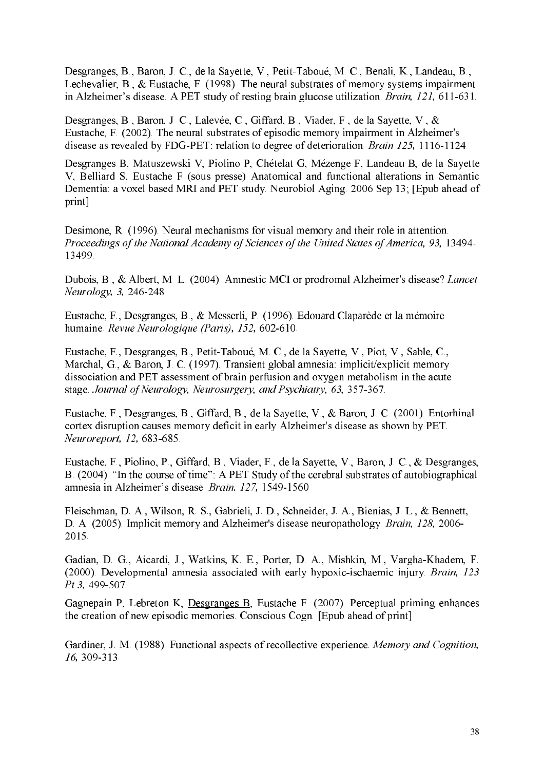Desgranges, B., Baron, J. C., de la Sayette, V., Petit-Taboué, M. C., Benali, K., Landeau, B., Lechevalier, B., & Eustache, F. (1998). The neural substrates of memory systems impairment in Alzheimer's disease. A PET study of resting brain glucose utilization. *Brain, 121,* 611-631.

Desgranges, B., Baron, J. C., Lalevée, C., Giffard, B., Viader, F., de la Sayette, V., & Eustache, F. (2002). The neural substrates of episodic memory impairment in Alzheimer's disease as revealed by FDG-PET: relation to degree of deterioration. *Brain 125,* 1116-1124.

Desgranges B, Matuszewski V, Piolino P, Chételat G, Mézenge F, Landeau B, de la Sayette V, Belliard S, Eustache F (sous presse) Anatomical and functional alterations in Semantic Dementia: a voxel based MRI and PET study. Neurobiol Aging. 2006 Sep 13; [Epub ahead of print]

Desimone, R. (1996). Neural mechanisms for visual memory and their role in attention. *Proceedings of the National Academy of Sciences of the United States of America, 93,* 13494-13499.

Dubois, B., & Albert, M. L. (2004). Amnestic MCI or prodromal Alzheimer's disease? *Lancet Neurology, 3,* 246-248.

Eustache, F., Desgranges, B., & Messerli, P. (1996). Edouard Claparède et la mémoire humaine. *Revue Neurologique (Paris), 152,* 602-610.

Eustache, F., Desgranges, B., Petit-Taboué, M. C., de la Sayette, V., Piot, V., Sable, C., Marchal, G., & Baron, J. C. (1997). Transient global amnesia: implicit/explicit memory dissociation and PET assessment of brain perfusion and oxygen metabolism in the acute stage. *Journal of Neurology, Neurosurgery, and Psychiatry, 63,* 357-367.

Eustache, F., Desgranges, B., Giffard, B., de la Sayette, V., & Baron, J. C. (2001). Entorhinal cortex disruption causes memory deficit in early Alzheimer's disease as shown by PET. *Neuroreport, 12,* 683-685.

Eustache, F., Piolino, P., Giffard, B., Viader, F., de la Sayette, V., Baron, J. C., & Desgranges, B. (2004). "In the course of time": A PET Study of the cerebral substrates of autobiographical amnesia in Alzheimer's disease. *Brain. 127,* 1549-1560.

Fleischman, D. A., Wilson, R. S., Gabrieli, J. D., Schneider, J. A., Bienias, J. L., & Bennett, D. A. (2005). Implicit memory and Alzheimer's disease neuropathology. *Brain, 128,* 2006-2015.

Gadian, D. G., Aicardi, J., Watkins, K. E., Porter, D. A., Mishkin, M., Vargha-Khadem, F. (2000). Developmental amnesia associated with early hypoxic-ischaemic injury. *Brain, 123 Pt 3,* 499-507.

Gagnepain P, Lebreton K, Desgranges B, Eustache F. (2007). Perceptual priming enhances the creation of new episodic memories. Conscious Cogn. [Epub ahead of print]

Gardiner, J. M. (1988). Functional aspects of recollective experience. *Memory and Cognition, 16,* 309-313.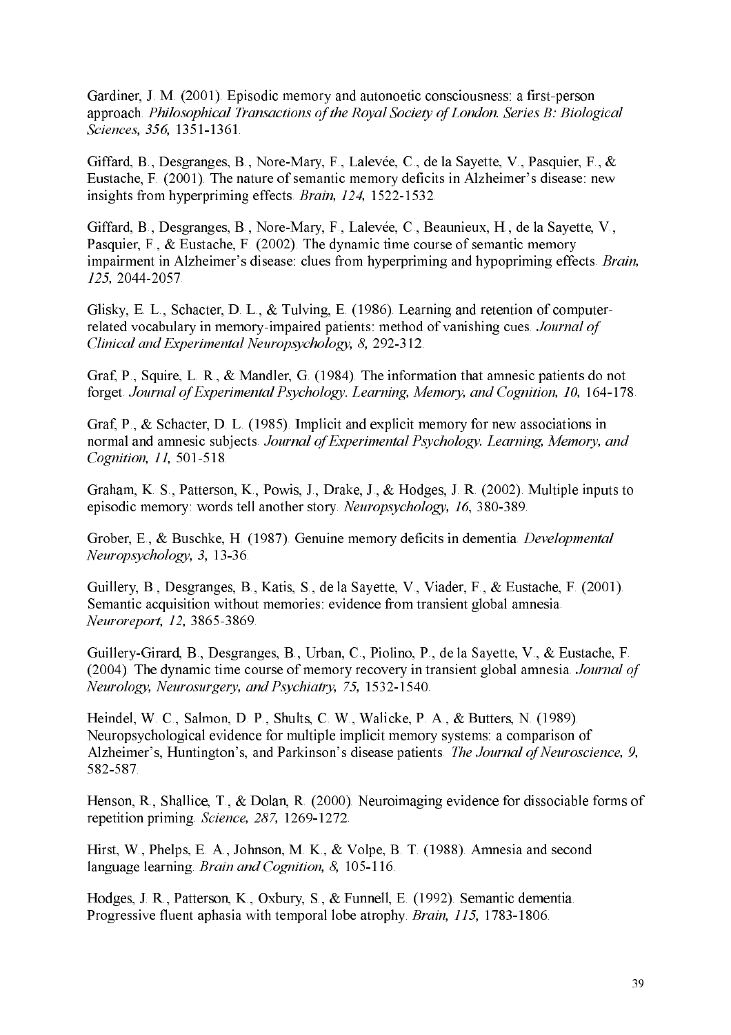Gardiner, J. M. (2001). Episodic memory and autonoetic consciousness: a first-person approach. *Philosophical Transactions of the Royal Society of London. Series B: Biological Sciences, 356,* 1351-1361.

Giffard, B., Desgranges, B., Nore-Mary, F., Lalevée, C., de la Sayette, V., Pasquier, F., & Eustache, F. (2001). The nature of semantic memory deficits in Alzheimer's disease: new insights from hyperpriming effects. *Brain, 124,* 1522-1532.

Giffard, B., Desgranges, B., Nore-Mary, F., Lalevée, C., Beaunieux, H., de la Sayette, V., Pasquier, F., & Eustache, F. (2002). The dynamic time course of semantic memory impairment in Alzheimer's disease: clues from hyperpriming and hypopriming effects. *Brain, 125,* 2044-2057.

Glisky, E. L., Schacter, D. L., & Tulving, E. (1986). Learning and retention of computer-related vocabulary in memory-impaired patients: method of vanishing cues. *Journal of Clinical and Experimental Neuropsychology, 8,* 292-312.

Graf, P., Squire, L. R., & Mandler, G. (1984). The information that amnesic patients do not forget. *Journal of Experimental Psychology. Learning, Memory, and Cognition, 10,* 164-178.

Graf, P., & Schacter, D. L. (1985). Implicit and explicit memory for new associations in normal and amnesic subjects. *Journal of Experimental Psychology. Learning, Memory, and Cognition, 11,* 501-518.

Graham, K. S., Patterson, K., Powis, J., Drake, J., & Hodges, J. R. (2002). Multiple inputs to episodic memory: words tell another story. *Neuropsychology, 16,* 380-389.

Grober, E., & Buschke, H. (1987). Genuine memory deficits in dementia. *Developmental Neuropsychology, 3,* 13-36.

Guillery, B., Desgranges, B., Katis, S., de la Sayette, V., Viader, F., & Eustache, F. (2001). Semantic acquisition without memories: evidence from transient global amnesia. *Neuroreport, 12,* 3865-3869.

Guillery-Girard, B., Desgranges, B., Urban, C., Piolino, P., de la Sayette, V., & Eustache, F. (2004). The dynamic time course of memory recovery in transient global amnesia. *Journal of Neurology, Neurosurgery, and Psychiatry, 75,* 1532-1540.

Heindel, W. C., Salmon, D. P., Shults, C. W., Walicke, P. A., & Butters, N. (1989). Neuropsychological evidence for multiple implicit memory systems: a comparison of Alzheimer's, Huntington's, and Parkinson's disease patients. *The Journal of Neuroscience, 9,* 582-587.

Henson, R., Shallice, T., & Dolan, R. (2000). Neuroimaging evidence for dissociable forms of repetition priming. *Science, 287,* 1269-1272.

Hirst, W., Phelps, E. A., Johnson, M. K., & Volpe, B. T. (1988). Amnesia and second language learning. *Brain and Cognition, 8,* 105-116.

Hodges, J. R., Patterson, K., Oxbury, S., & Funnell, E. (1992). Semantic dementia. Progressive fluent aphasia with temporal lobe atrophy. *Brain, 115,* 1783-1806.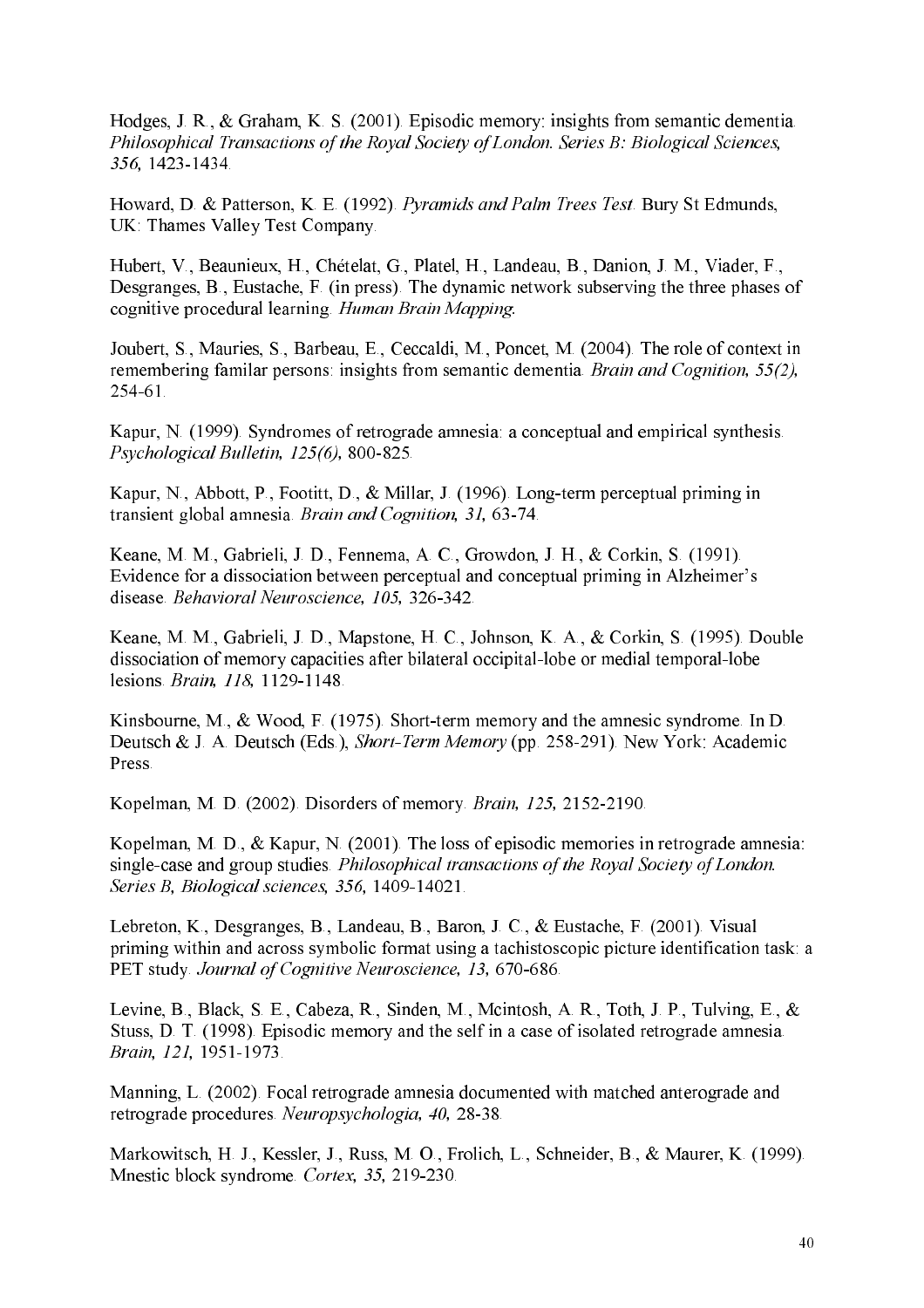Hodges, J. R., & Graham, K. S. (2001). Episodic memory: insights from semantic dementia. *Philosophical Transactions of the Royal Society of London. Series B: Biological Sciences, 356,* 1423-1434.

Howard, D. & Patterson, K. E. (1992). *Pyramids and Palm Trees Test.* Bury St Edmunds, UK: Thames Valley Test Company.

Hubert, V., Beaunieux, H., Chételat, G., Platel, H., Landeau, B., Danion, J. M., Viader, F., Desgranges, B., Eustache, F. (in press). The dynamic network subserving the three phases of cognitive procedural learning. *Human Brain Mapping.*

Joubert, S., Mauries, S., Barbeau, E., Ceccaldi, M., Poncet, M. (2004). The role of context in remembering familar persons: insights from semantic dementia. *Brain and Cognition, 55(2),* 254-61.

Kapur, N. (1999). Syndromes of retrograde amnesia: a conceptual and empirical synthesis. *Psychological Bulletin, 125(6),* 800-825.

Kapur, N., Abbott, P., Footitt, D., & Millar, J. (1996). Long-term perceptual priming in transient global amnesia. *Brain and Cognition, 31,* 63-74.

Keane, M. M., Gabrieli, J. D., Fennema, A. C., Growdon, J. H., & Corkin, S. (1991). Evidence for a dissociation between perceptual and conceptual priming in Alzheimer's disease. *Behavioral Neuroscience, 105,* 326-342.

Keane, M. M., Gabrieli, J. D., Mapstone, H. C., Johnson, K. A., & Corkin, S. (1995). Double dissociation of memory capacities after bilateral occipital-lobe or medial temporal-lobe lesions. *Brain, 118,* 1129-1148.

Kinsbourne, M., & Wood, F. (1975). Short-term memory and the amnesic syndrome. In D. Deutsch & J. A. Deutsch (Eds.), *Short-Term Memory* (pp. 258-291). New York: Academic Press.

Kopelman, M. D. (2002). Disorders of memory. *Brain, 125,* 2152-2190.

Kopelman, M. D., & Kapur, N. (2001). The loss of episodic memories in retrograde amnesia: single-case and group studies. *Philosophical transactions of the Royal Society of London. Series B, Biological sciences, 356,* 1409-14021.

Lebreton, K., Desgranges, B., Landeau, B., Baron, J. C., & Eustache, F. (2001). Visual priming within and across symbolic format using a tachistoscopic picture identification task: a PET study. *Journal of Cognitive Neuroscience, 13,* 670-686.

Levine, B., Black, S. E., Cabeza, R., Sinden, M., Mcintosh, A. R., Toth, J. P., Tulving, E., & Stuss, D. T. (1998). Episodic memory and the self in a case of isolated retrograde amnesia. *Brain, 121,* 1951-1973.

Manning, L. (2002). Focal retrograde amnesia documented with matched anterograde and retrograde procedures. *Neuropsychologia, 40,* 28-38.

Markowitsch, H. J., Kessler, J., Russ, M. O., Frolich, L., Schneider, B., & Maurer, K. (1999). Mnestic block syndrome. *Cortex, 35,* 219-230.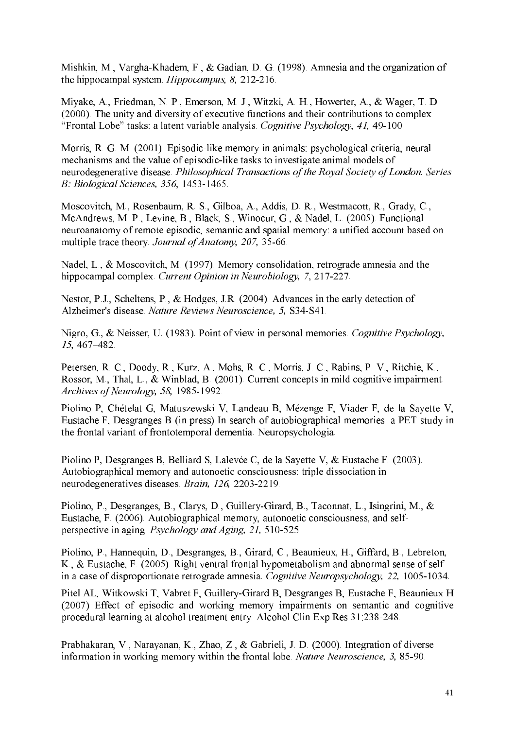Mishkin, M., Vargha-Khadem, F., & Gadian, D. G. (1998). Amnesia and the organization of the hippocampal system. *Hippocampus, 8,* 212-216.

Miyake, A., Friedman, N. P., Emerson, M. J., Witzki, A. H., Howerter, A., & Wager, T. D. (2000). The unity and diversity of executive functions and their contributions to complex "Frontal Lobe" tasks: a latent variable analysis. *Cognitive Psychology, 41,* 49-100.

Morris, R. G. M. (2001). Episodic-like memory in animals: psychological criteria, neural mechanisms and the value of episodic-like tasks to investigate animal models of neurodegenerative disease. *Philosophical Transactions of the Royal Society of London. Series B: Biological Sciences, 356,* 1453-1465.

Moscovitch, M., Rosenbaum, R. S., Gilboa, A., Addis, D. R., Westmacott, R., Grady, C., McAndrews, M. P., Levine, B., Black, S., Winocur, G., & Nadel, L. (2005). Functional neuroanatomy of remote episodic, semantic and spatial memory: a unified account based on multiple trace theory. *Journal of Anatomy, 207,* 35-66.

Nadel, L., & Moscovitch, M. (1997). Memory consolidation, retrograde amnesia and the hippocampal complex. *Current Opinion in Neurobiology, 7,* 217-227.

Nestor, P.J., Scheltens, P., & Hodges, J.R. (2004). Advances in the early detection of Alzheimer's disease. *Nature Reviews Neuroscience, 5,* S34-S41.

Nigro, G., & Neisser, U. (1983). Point of view in personal memories. *Cognitive Psychology, 15,* 467–482.

Petersen, R. C., Doody, R., Kurz, A., Mohs, R. C., Morris, J. C., Rabins, P. V., Ritchie, K., Rossor, M., Thal, L., & Winblad, B. (2001). Current concepts in mild cognitive impairment. *Archives of Neurology, 58,* 1985-1992.

Piolino P, Chételat G, Matuszewski V, Landeau B, Mézenge F, Viader F, de la Sayette V, Eustache F, Desgranges B (in press) In search of autobiographical memories: a PET study in the frontal variant of frontotemporal dementia. Neuropsychologia.

Piolino P, Desgranges B, Belliard S, Lalevée C, de la Sayette V, & Eustache F. (2003). Autobiographical memory and autonoetic consciousness: triple dissociation in neurodegeneratives diseases. *Brain, 126,* 2203-2219.

Piolino, P., Desgranges, B., Clarys, D., Guillery-Girard, B., Taconnat, L., Isingrini, M., & Eustache, F. (2006). Autobiographical memory, autonoetic consciousness, and self-perspective in aging. *Psychology and Aging, 21,* 510-525.

Piolino, P., Hannequin, D., Desgranges, B., Girard, C., Beaunieux, H., Giffard, B., Lebreton, K., & Eustache, F. (2005). Right ventral frontal hypometabolism and abnormal sense of self in a case of disproportionate retrograde amnesia. *Cognitive Neuropsychology, 22,* 1005-1034.

Pitel AL, Witkowski T, Vabret F, Guillery-Girard B, Desgranges B, Eustache F, Beaunieux H (2007) Effect of episodic and working memory impairments on semantic and cognitive procedural learning at alcohol treatment entry. Alcohol Clin Exp Res 31:238-248.

Prabhakaran, V., Narayanan, K., Zhao, Z., & Gabrieli, J. D. (2000). Integration of diverse information in working memory within the frontal lobe. *Nature Neuroscience, 3,* 85-90.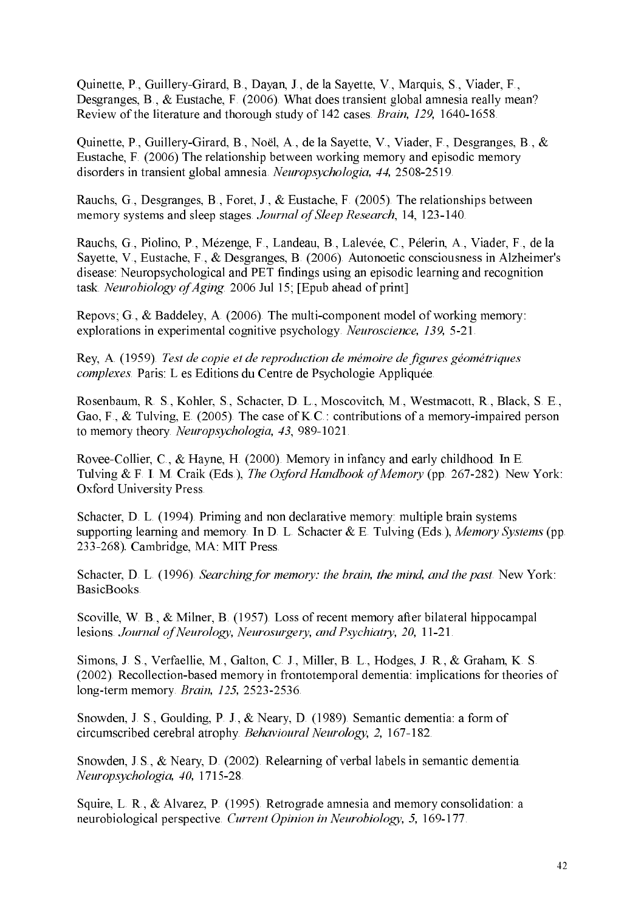Quinette, P., Guillery-Girard, B., Dayan, J., de la Sayette, V., Marquis, S., Viader, F., Desgranges, B., & Eustache, F. (2006). What does transient global amnesia really mean? Review of the literature and thorough study of 142 cases. *Brain, 129,* 1640-1658.

Quinette, P., Guillery-Girard, B., Noël, A., de la Sayette, V., Viader, F., Desgranges, B., & Eustache, F. (2006) The relationship between working memory and episodic memory disorders in transient global amnesia. *Neuropsychologia, 44,* 2508-2519.

Rauchs, G., Desgranges, B., Foret, J., & Eustache, F. (2005). The relationships between memory systems and sleep stages. *Journal of Sleep Research*, 14, 123-140.

Rauchs, G., Piolino, P., Mézenge, F., Landeau, B., Lalevée, C., Pélerin, A., Viader, F., de la Sayette, V., Eustache, F., & Desgranges, B. (2006). Autonoetic consciousness in Alzheimer's disease: Neuropsychological and PET findings using an episodic learning and recognition task. *Neurobiology of Aging.* 2006 Jul 15; [Epub ahead of print]

Repovs; G., & Baddeley, A. (2006). The multi-component model of working memory: explorations in experimental cognitive psychology. *Neuroscience, 139,* 5-21.

Rey, A. (1959). *Test de copie et de reproduction de mémoire de figures géométriques complexes.* Paris: L es Editions du Centre de Psychologie Appliquée.

Rosenbaum, R. S., Kohler, S., Schacter, D. L., Moscovitch, M., Westmacott, R., Black, S. E., Gao, F., & Tulving, E. (2005). The case of K.C.: contributions of a memory-impaired person to memory theory. *Neuropsychologia, 43*, 989-1021.

Rovee-Collier, C., & Hayne, H. (2000). Memory in infancy and early childhood. In E. Tulving & F. I. M. Craik (Eds.), *The Oxford Handbook of Memory* (pp. 267-282). New York: Oxford University Press.

Schacter, D. L. (1994). Priming and non declarative memory: multiple brain systems supporting learning and memory. In D. L. Schacter & E. Tulving (Eds.), *Memory Systems* (pp. 233-268). Cambridge, MA: MIT Press.

Schacter, D. L. (1996). *Searching for memory: the brain, the mind, and the past.* New York: BasicBooks.

Scoville, W. B., & Milner, B. (1957). Loss of recent memory after bilateral hippocampal lesions. *Journal of Neurology, Neurosurgery, and Psychiatry, 20,* 11-21.

Simons, J. S., Verfaellie, M., Galton, C. J., Miller, B. L., Hodges, J. R., & Graham, K. S. (2002). Recollection-based memory in frontotemporal dementia: implications for theories of long-term memory. *Brain, 125,* 2523-2536.

Snowden, J. S., Goulding, P. J., & Neary, D. (1989). Semantic dementia: a form of circumscribed cerebral atrophy. *Behavioural Neurology, 2,* 167-182.

Snowden, J.S., & Neary, D. (2002). Relearning of verbal labels in semantic dementia. *Neuropsychologia, 40,* 1715-28.

Squire, L. R., & Alvarez, P. (1995). Retrograde amnesia and memory consolidation: a neurobiological perspective. *Current Opinion in Neurobiology, 5,* 169-177.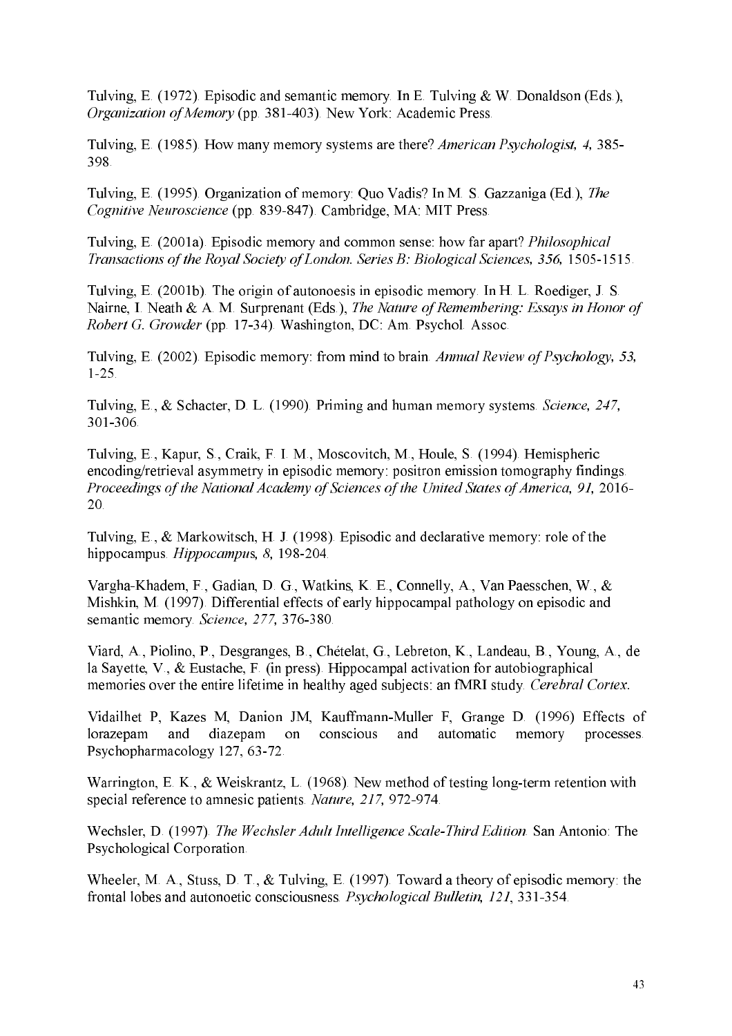Tulving, E. (1972). Episodic and semantic memory. In E. Tulving & W. Donaldson (Eds.), *Organization of Memory* (pp. 381-403). New York: Academic Press.

Tulving, E. (1985). How many memory systems are there? *American Psychologist, 4,* 385-398.

Tulving, E. (1995). Organization of memory: Quo Vadis? In M. S. Gazzaniga (Ed.), *The Cognitive Neuroscience* (pp. 839-847). Cambridge, MA: MIT Press.

Tulving, E. (2001a). Episodic memory and common sense: how far apart? *Philosophical Transactions of the Royal Society of London. Series B: Biological Sciences, 356,* 1505-1515.

Tulving, E. (2001b). The origin of autonoesis in episodic memory. In H. L. Roediger, J. S. Nairne, I. Neath & A. M. Surprenant (Eds.), *The Nature of Remembering: Essays in Honor of Robert G. Growder* (pp. 17-34). Washington, DC: Am. Psychol. Assoc.

Tulving, E. (2002). Episodic memory: from mind to brain. *Annual Review of Psychology, 53,* 1-25.

Tulving, E., & Schacter, D. L. (1990). Priming and human memory systems. *Science, 247,* 301-306.

Tulving, E., Kapur, S., Craik, F. I. M., Moscovitch, M., Houle, S. (1994). Hemispheric encoding/retrieval asymmetry in episodic memory: positron emission tomography findings. *Proceedings of the National Academy of Sciences of the United States of America, 91,* 2016-20.

Tulving, E., & Markowitsch, H. J. (1998). Episodic and declarative memory: role of the hippocampus. *Hippocampus, 8,* 198-204.

Vargha-Khadem, F., Gadian, D. G., Watkins, K. E., Connelly, A., Van Paesschen, W., & Mishkin, M. (1997). Differential effects of early hippocampal pathology on episodic and semantic memory. *Science, 277,* 376-380.

Viard, A., Piolino, P., Desgranges, B., Chételat, G., Lebreton, K., Landeau, B., Young, A., de la Sayette, V., & Eustache, F. (in press). Hippocampal activation for autobiographical memories over the entire lifetime in healthy aged subjects: an fMRI study. *Cerebral Cortex*.

Vidailhet P, Kazes M, Danion JM, Kauffmann-Muller F, Grange D. (1996) Effects of lorazepam and diazepam on conscious and automatic memory processes. Psychopharmacology 127, 63-72.

Warrington, E. K., & Weiskrantz, L. (1968). New method of testing long-term retention with special reference to amnesic patients. *Nature, 217,* 972-974.

Wechsler, D. (1997). *The Wechsler Adult Intelligence Scale-Third Edition.* San Antonio: The Psychological Corporation.

Wheeler, M. A., Stuss, D. T., & Tulving, E. (1997). Toward a theory of episodic memory: the frontal lobes and autonoetic consciousness. *Psychological Bulletin, 121*, 331-354.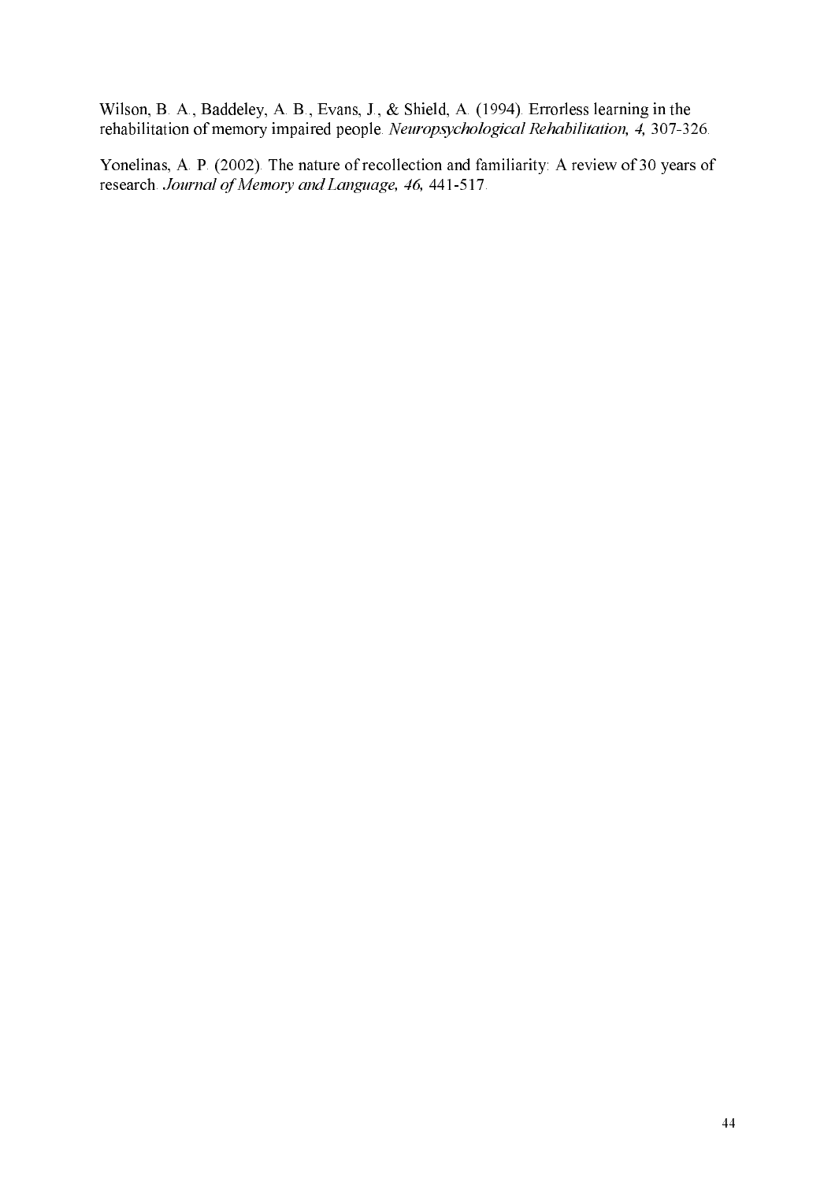Wilson, B. A., Baddeley, A. B., Evans, J., & Shield, A. (1994). Errorless learning in the rehabilitation of memory impaired people. *Neuropsychological Rehabilitation, 4,* 307-326.

Yonelinas, A. P. (2002). The nature of recollection and familiarity: A review of 30 years of research. *Journal of Memory and Language, 46,* 441-517.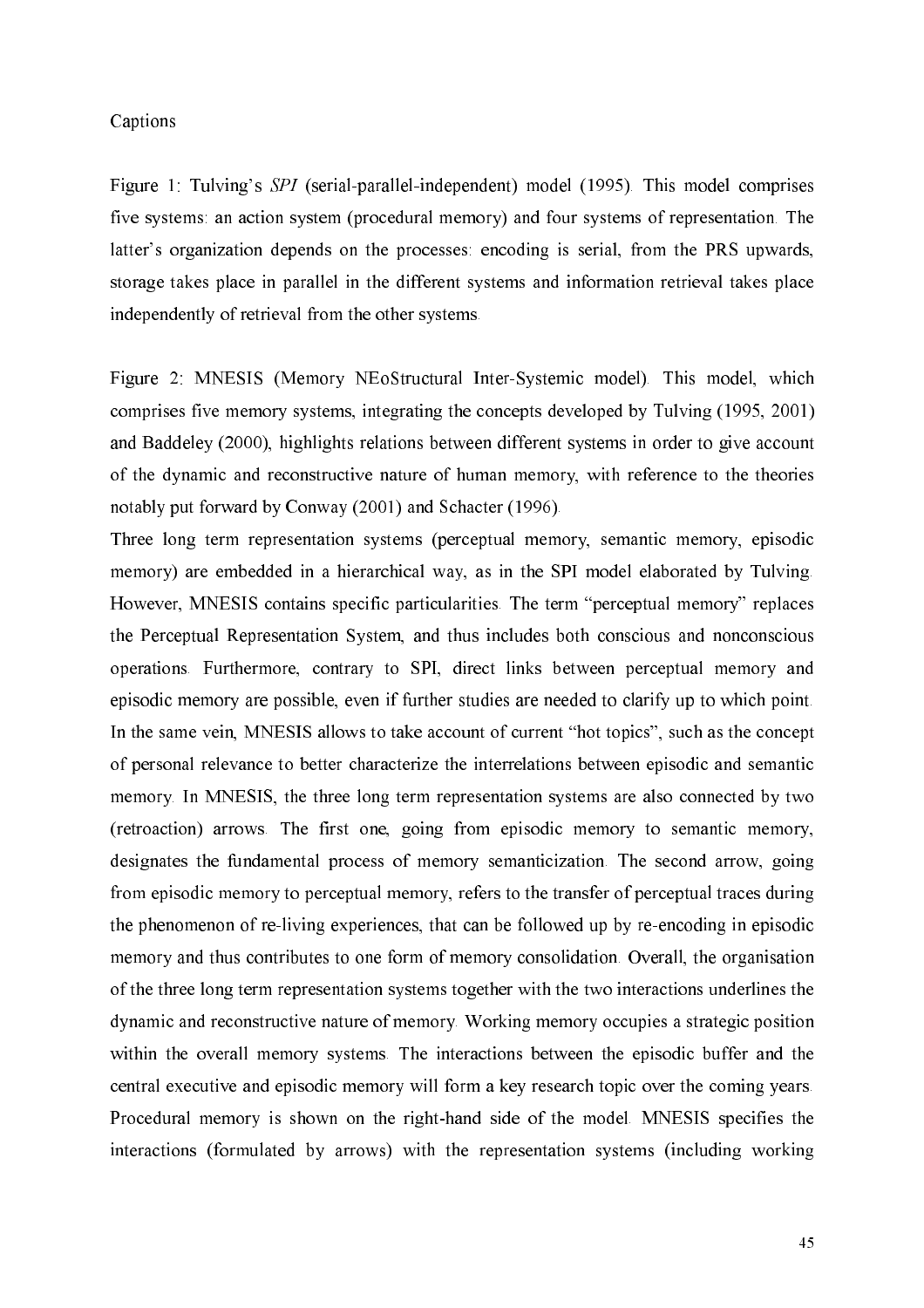Captions

Figure 1: Tulving's *SPI* (serial-parallel-independent) model (1995). This model comprises five systems: an action system (procedural memory) and four systems of representation. The latter's organization depends on the processes: encoding is serial, from the PRS upwards, storage takes place in parallel in the different systems and information retrieval takes place independently of retrieval from the other systems.

Figure 2: MNESIS (Memory NEoStructural Inter-Systemic model). This model, which comprises five memory systems, integrating the concepts developed by Tulving (1995, 2001) and Baddeley (2000), highlights relations between different systems in order to give account of the dynamic and reconstructive nature of human memory, with reference to the theories notably put forward by Conway (2001) and Schacter (1996).

Three long term representation systems (perceptual memory, semantic memory, episodic memory) are embedded in a hierarchical way, as in the SPI model elaborated by Tulving. However, MNESIS contains specific particularities. The term "perceptual memory" replaces the Perceptual Representation System, and thus includes both conscious and nonconscious operations. Furthermore, contrary to SPI, direct links between perceptual memory and episodic memory are possible, even if further studies are needed to clarify up to which point. In the same vein, MNESIS allows to take account of current "hot topics", such as the concept of personal relevance to better characterize the interrelations between episodic and semantic memory. In MNESIS, the three long term representation systems are also connected by two (retroaction) arrows. The first one, going from episodic memory to semantic memory, designates the fundamental process of memory semanticization. The second arrow, going from episodic memory to perceptual memory, refers to the transfer of perceptual traces during the phenomenon of re-living experiences, that can be followed up by re-encoding in episodic memory and thus contributes to one form of memory consolidation. Overall, the organisation of the three long term representation systems together with the two interactions underlines the dynamic and reconstructive nature of memory. Working memory occupies a strategic position within the overall memory systems. The interactions between the episodic buffer and the central executive and episodic memory will form a key research topic over the coming years. Procedural memory is shown on the right-hand side of the model. MNESIS specifies the interactions (formulated by arrows) with the representation systems (including working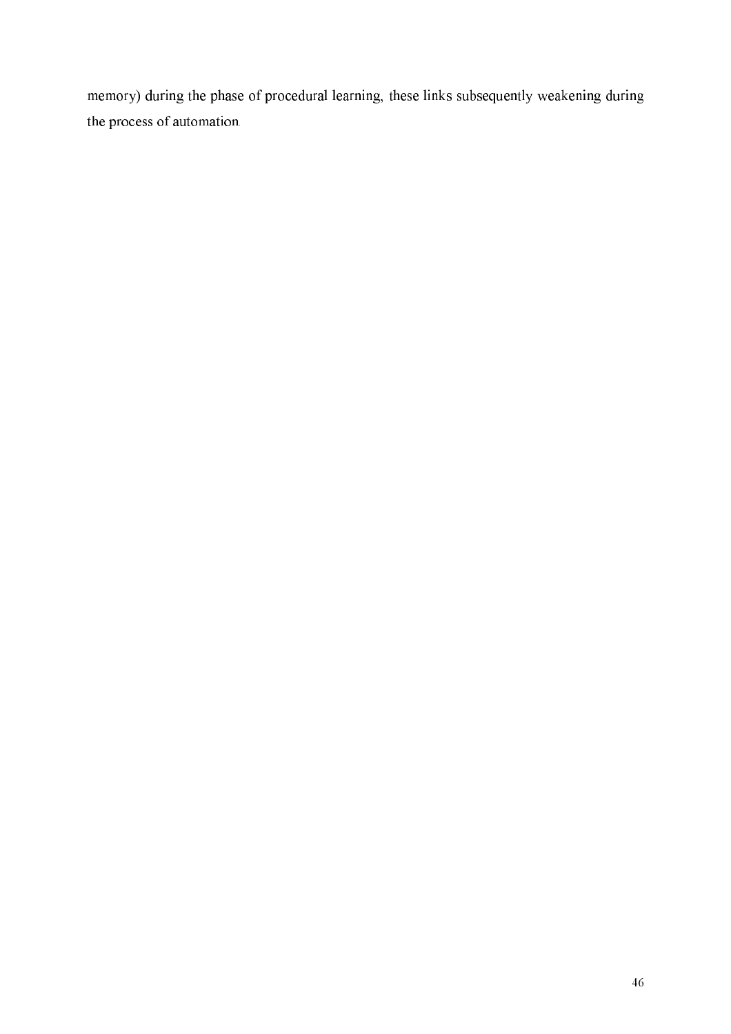memory) during the phase of procedural learning, these links subsequently weakening during the process of automation.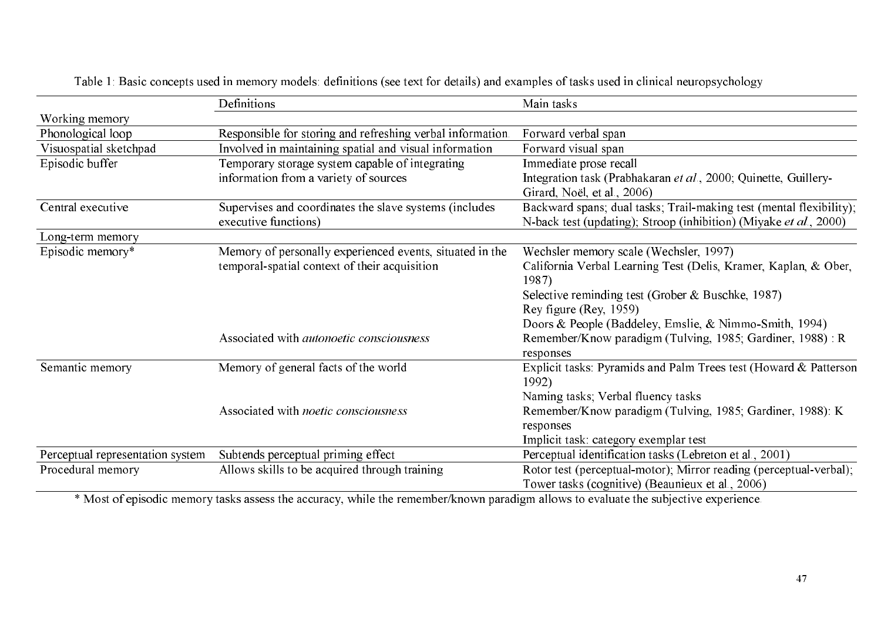Table 1: Basic concepts used in memory models: definitions (see text for details) and examples of tasks used in clinical neuropsychology

| | Definitions | Main tasks |
|---|---|---|
| Working memory | | |
| Phonological loop | Responsible for storing and refreshing verbal information. | Forward verbal span |
| Visuospatial sketchpad | Involved in maintaining spatial and visual information | Forward visual span |
| Episodic buffer | Temporary storage system capable of integrating information from a variety of sources | Immediate prose recall<br>Integration task (Prabhakaran *et al.*, 2000; Quinette, Guillery-Girard, Noël, et al., 2006) |
| Central executive | Supervises and coordinates the slave systems (includes executive functions) | Backward spans; dual tasks; Trail-making test (mental flexibility); N-back test (updating); Stroop (inhibition) (Miyake *et al.*, 2000) |
| Long-term memory | | |
| Episodic memory* | Memory of personally experienced events, situated in the temporal-spatial context of their acquisition | Wechsler memory scale (Wechsler, 1997)<br>California Verbal Learning Test (Delis, Kramer, Kaplan, & Ober, 1987)<br>Selective reminding test (Grober & Buschke, 1987)<br>Rey figure (Rey, 1959)<br>Doors & People (Baddeley, Emslie, & Nimmo-Smith, 1994) |
| | Associated with *autonoetic consciousness* | Remember/Know paradigm (Tulving, 1985; Gardiner, 1988) : R responses |
| Semantic memory | Memory of general facts of the world | Explicit tasks: Pyramids and Palm Trees test (Howard & Patterson 1992)<br>Naming tasks; Verbal fluency tasks |
| | Associated with *noetic consciousness* | Remember/Know paradigm (Tulving, 1985; Gardiner, 1988): K responses<br>Implicit task: category exemplar test |
| Perceptual representation system | Subtends perceptual priming effect | Perceptual identification tasks (Lebreton et al., 2001) |
| Procedural memory | Allows skills to be acquired through training | Rotor test (perceptual-motor); Mirror reading (perceptual-verbal); Tower tasks (cognitive) (Beaunieux et al., 2006) |

\* Most of episodic memory tasks assess the accuracy, while the remember/known paradigm allows to evaluate the subjective experience.